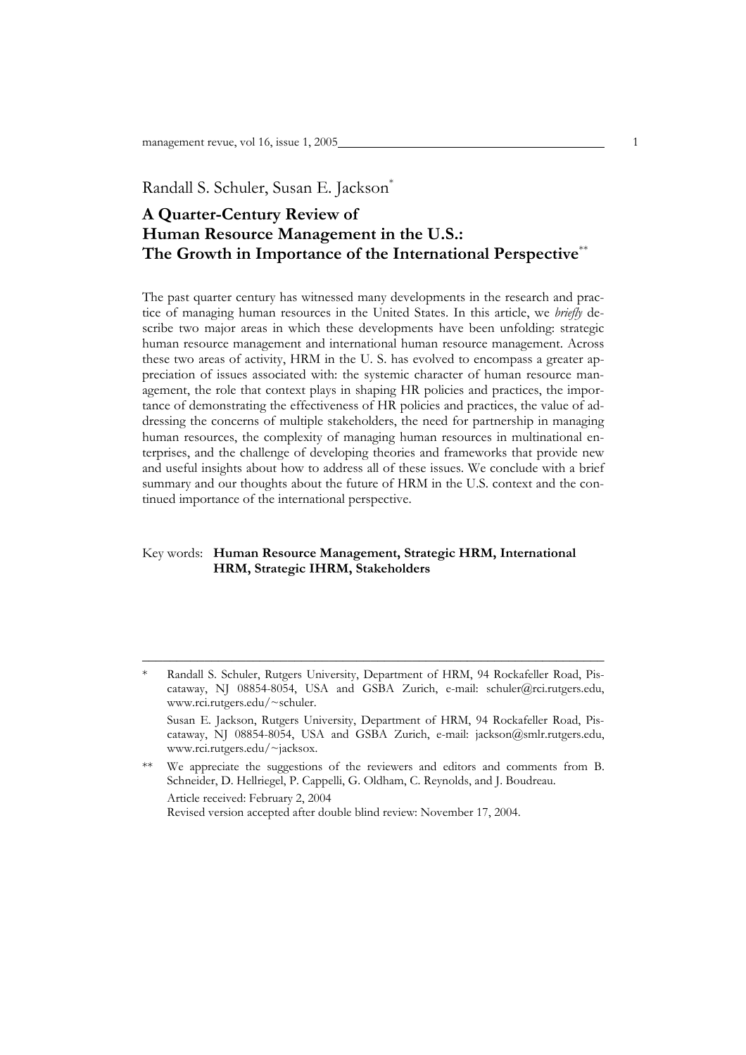Randall S. Schuler, Susan E. Jackson[*]

# A Quarter-Century Review of Human Resource Management in the U.S.: The Growth in Importance of the International Perspective[**]

The past quarter century has witnessed many developments in the research and practice of managing human resources in the United States. In this article, we *briefly* describe two major areas in which these developments have been unfolding: strategic human resource management and international human resource management. Across these two areas of activity, HRM in the U. S. has evolved to encompass a greater appreciation of issues associated with: the systemic character of human resource management, the role that context plays in shaping HR policies and practices, the importance of demonstrating the effectiveness of HR policies and practices, the value of addressing the concerns of multiple stakeholders, the need for partnership in managing human resources, the complexity of managing human resources in multinational enterprises, and the challenge of developing theories and frameworks that provide new and useful insights about how to address all of these issues. We conclude with a brief summary and our thoughts about the future of HRM in the U.S. context and the continued importance of the international perspective.

Key words: **Human Resource Management, Strategic HRM, International HRM, Strategic IHRM, Stakeholders**

---

[*] Randall S. Schuler, Rutgers University, Department of HRM, 94 Rockafeller Road, Piscataway, NJ 08854-8054, USA and GSBA Zurich, e-mail: schuler@rci.rutgers.edu, www.rci.rutgers.edu/~schuler.

Susan E. Jackson, Rutgers University, Department of HRM, 94 Rockafeller Road, Piscataway, NJ 08854-8054, USA and GSBA Zurich, e-mail: jackson@smlr.rutgers.edu, www.rci.rutgers.edu/~jacksox.

[**] We appreciate the suggestions of the reviewers and editors and comments from B. Schneider, D. Hellriegel, P. Cappelli, G. Oldham, C. Reynolds, and J. Boudreau.

Article received: February 2, 2004

Revised version accepted after double blind review: November 17, 2004.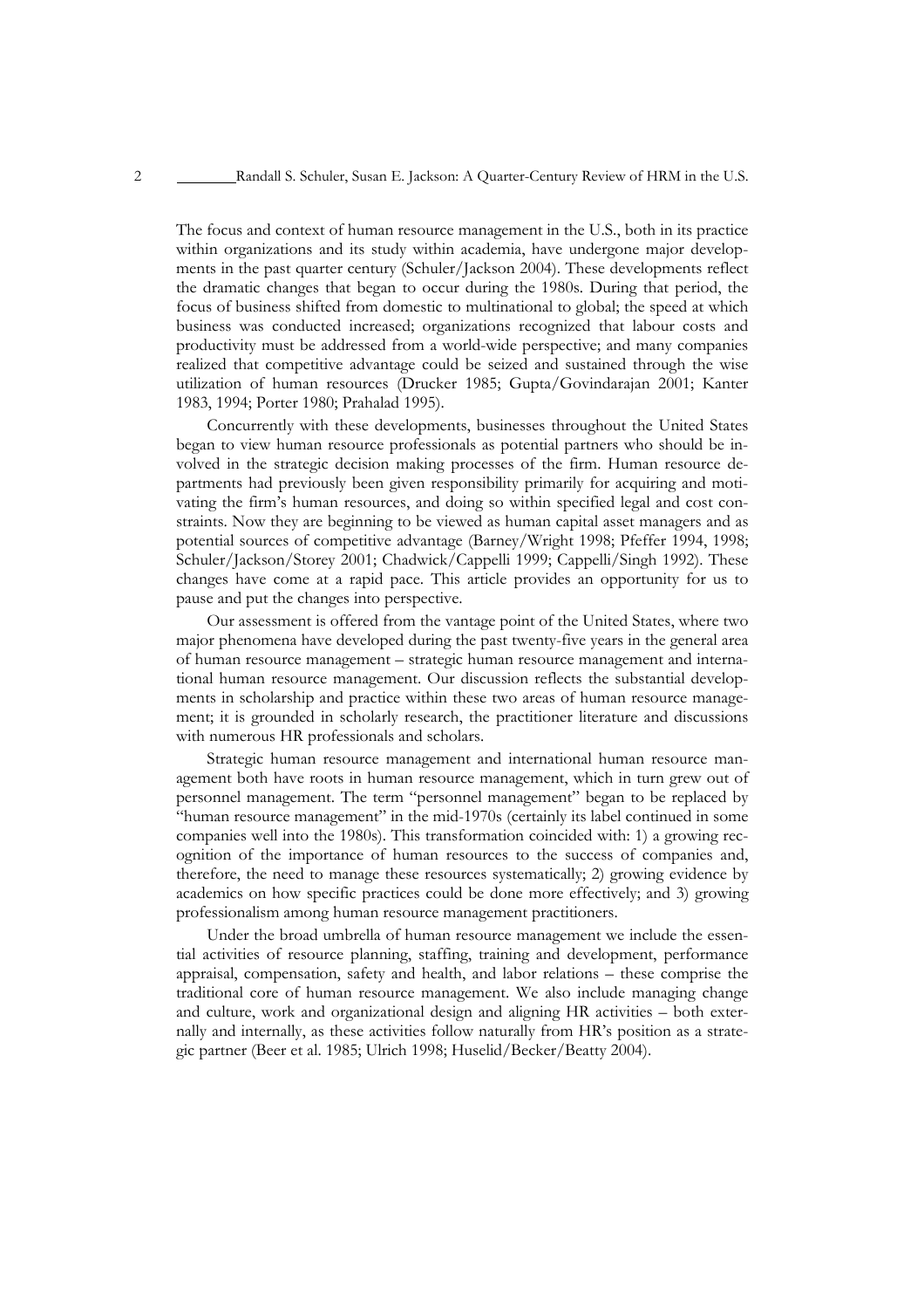The focus and context of human resource management in the U.S., both in its practice within organizations and its study within academia, have undergone major developments in the past quarter century (Schuler/Jackson 2004). These developments reflect the dramatic changes that began to occur during the 1980s. During that period, the focus of business shifted from domestic to multinational to global; the speed at which business was conducted increased; organizations recognized that labour costs and productivity must be addressed from a world-wide perspective; and many companies realized that competitive advantage could be seized and sustained through the wise utilization of human resources (Drucker 1985; Gupta/Govindarajan 2001; Kanter 1983, 1994; Porter 1980; Prahalad 1995).

Concurrently with these developments, businesses throughout the United States began to view human resource professionals as potential partners who should be involved in the strategic decision making processes of the firm. Human resource departments had previously been given responsibility primarily for acquiring and motivating the firm's human resources, and doing so within specified legal and cost constraints. Now they are beginning to be viewed as human capital asset managers and as potential sources of competitive advantage (Barney/Wright 1998; Pfeffer 1994, 1998; Schuler/Jackson/Storey 2001; Chadwick/Cappelli 1999; Cappelli/Singh 1992). These changes have come at a rapid pace. This article provides an opportunity for us to pause and put the changes into perspective.

Our assessment is offered from the vantage point of the United States, where two major phenomena have developed during the past twenty-five years in the general area of human resource management – strategic human resource management and international human resource management. Our discussion reflects the substantial developments in scholarship and practice within these two areas of human resource management; it is grounded in scholarly research, the practitioner literature and discussions with numerous HR professionals and scholars.

Strategic human resource management and international human resource management both have roots in human resource management, which in turn grew out of personnel management. The term "personnel management" began to be replaced by "human resource management" in the mid-1970s (certainly its label continued in some companies well into the 1980s). This transformation coincided with: 1) a growing recognition of the importance of human resources to the success of companies and, therefore, the need to manage these resources systematically; 2) growing evidence by academics on how specific practices could be done more effectively; and 3) growing professionalism among human resource management practitioners.

Under the broad umbrella of human resource management we include the essential activities of resource planning, staffing, training and development, performance appraisal, compensation, safety and health, and labor relations – these comprise the traditional core of human resource management. We also include managing change and culture, work and organizational design and aligning HR activities – both externally and internally, as these activities follow naturally from HR's position as a strategic partner (Beer et al. 1985; Ulrich 1998; Huselid/Becker/Beatty 2004).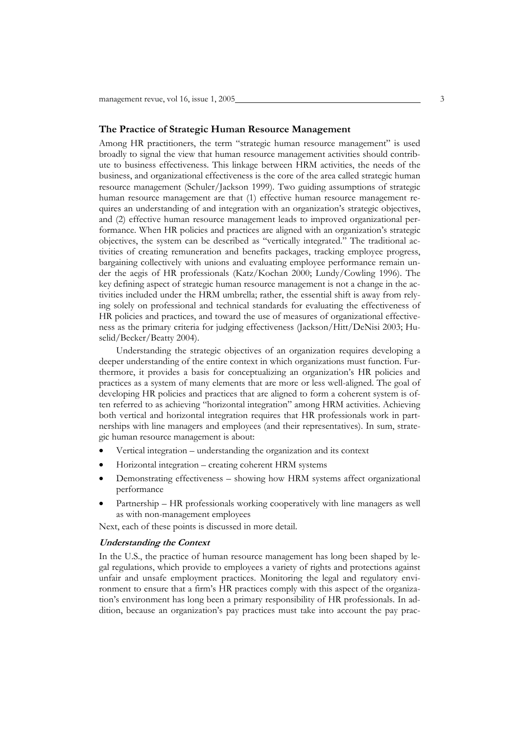## The Practice of Strategic Human Resource Management

Among HR practitioners, the term "strategic human resource management" is used broadly to signal the view that human resource management activities should contribute to business effectiveness. This linkage between HRM activities, the needs of the business, and organizational effectiveness is the core of the area called strategic human resource management (Schuler/Jackson 1999). Two guiding assumptions of strategic human resource management are that (1) effective human resource management requires an understanding of and integration with an organization's strategic objectives, and (2) effective human resource management leads to improved organizational performance. When HR policies and practices are aligned with an organization's strategic objectives, the system can be described as "vertically integrated." The traditional activities of creating remuneration and benefits packages, tracking employee progress, bargaining collectively with unions and evaluating employee performance remain under the aegis of HR professionals (Katz/Kochan 2000; Lundy/Cowling 1996). The key defining aspect of strategic human resource management is not a change in the activities included under the HRM umbrella; rather, the essential shift is away from relying solely on professional and technical standards for evaluating the effectiveness of HR policies and practices, and toward the use of measures of organizational effectiveness as the primary criteria for judging effectiveness (Jackson/Hitt/DeNisi 2003; Huselid/Becker/Beatty 2004).

Understanding the strategic objectives of an organization requires developing a deeper understanding of the entire context in which organizations must function. Furthermore, it provides a basis for conceptualizing an organization's HR policies and practices as a system of many elements that are more or less well-aligned. The goal of developing HR policies and practices that are aligned to form a coherent system is often referred to as achieving "horizontal integration" among HRM activities. Achieving both vertical and horizontal integration requires that HR professionals work in partnerships with line managers and employees (and their representatives). In sum, strategic human resource management is about:

- Vertical integration – understanding the organization and its context
- Horizontal integration – creating coherent HRM systems
- Demonstrating effectiveness – showing how HRM systems affect organizational performance
- Partnership – HR professionals working cooperatively with line managers as well as with non-management employees

Next, each of these points is discussed in more detail.

### *Understanding the Context*

In the U.S., the practice of human resource management has long been shaped by legal regulations, which provide to employees a variety of rights and protections against unfair and unsafe employment practices. Monitoring the legal and regulatory environment to ensure that a firm's HR practices comply with this aspect of the organization's environment has long been a primary responsibility of HR professionals. In addition, because an organization's pay practices must take into account the pay prac-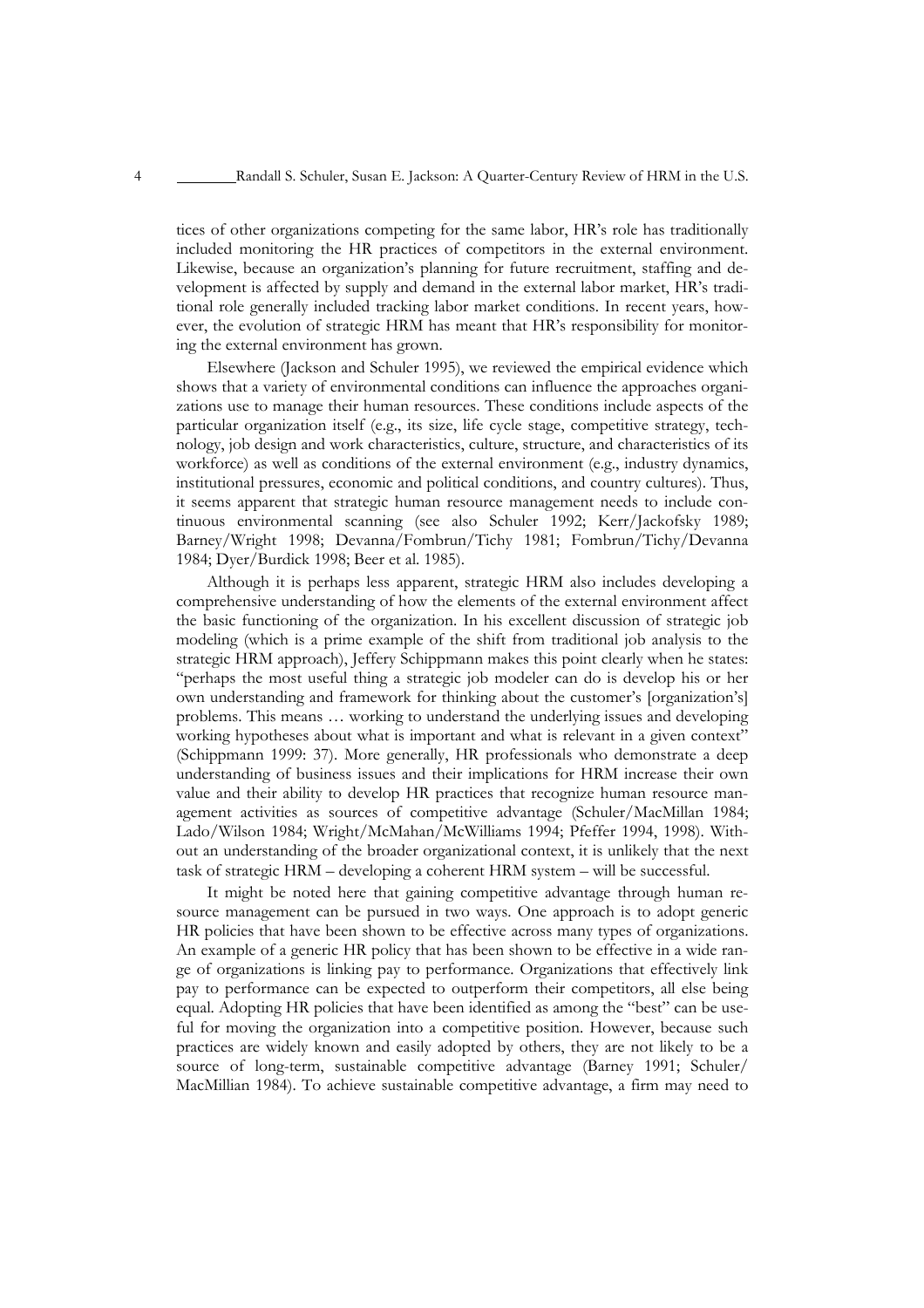tices of other organizations competing for the same labor, HR's role has traditionally included monitoring the HR practices of competitors in the external environment. Likewise, because an organization's planning for future recruitment, staffing and development is affected by supply and demand in the external labor market, HR's traditional role generally included tracking labor market conditions. In recent years, however, the evolution of strategic HRM has meant that HR's responsibility for monitoring the external environment has grown.

Elsewhere (Jackson and Schuler 1995), we reviewed the empirical evidence which shows that a variety of environmental conditions can influence the approaches organizations use to manage their human resources. These conditions include aspects of the particular organization itself (e.g., its size, life cycle stage, competitive strategy, technology, job design and work characteristics, culture, structure, and characteristics of its workforce) as well as conditions of the external environment (e.g., industry dynamics, institutional pressures, economic and political conditions, and country cultures). Thus, it seems apparent that strategic human resource management needs to include continuous environmental scanning (see also Schuler 1992; Kerr/Jackofsky 1989; Barney/Wright 1998; Devanna/Fombrun/Tichy 1981; Fombrun/Tichy/Devanna 1984; Dyer/Burdick 1998; Beer et al. 1985).

Although it is perhaps less apparent, strategic HRM also includes developing a comprehensive understanding of how the elements of the external environment affect the basic functioning of the organization. In his excellent discussion of strategic job modeling (which is a prime example of the shift from traditional job analysis to the strategic HRM approach), Jeffery Schippmann makes this point clearly when he states: "perhaps the most useful thing a strategic job modeler can do is develop his or her own understanding and framework for thinking about the customer's [organization's] problems. This means … working to understand the underlying issues and developing working hypotheses about what is important and what is relevant in a given context" (Schippmann 1999: 37). More generally, HR professionals who demonstrate a deep understanding of business issues and their implications for HRM increase their own value and their ability to develop HR practices that recognize human resource management activities as sources of competitive advantage (Schuler/MacMillan 1984; Lado/Wilson 1984; Wright/McMahan/McWilliams 1994; Pfeffer 1994, 1998). Without an understanding of the broader organizational context, it is unlikely that the next task of strategic HRM – developing a coherent HRM system – will be successful.

It might be noted here that gaining competitive advantage through human resource management can be pursued in two ways. One approach is to adopt generic HR policies that have been shown to be effective across many types of organizations. An example of a generic HR policy that has been shown to be effective in a wide range of organizations is linking pay to performance. Organizations that effectively link pay to performance can be expected to outperform their competitors, all else being equal. Adopting HR policies that have been identified as among the "best" can be useful for moving the organization into a competitive position. However, because such practices are widely known and easily adopted by others, they are not likely to be a source of long-term, sustainable competitive advantage (Barney 1991; Schuler/MacMillian 1984). To achieve sustainable competitive advantage, a firm may need to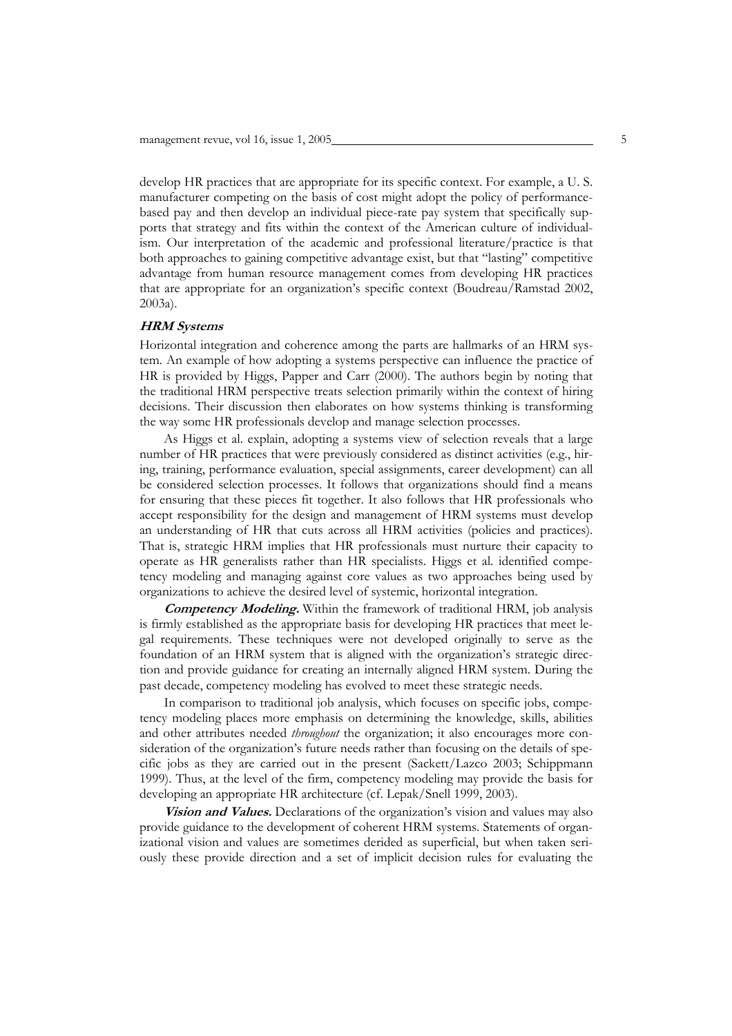develop HR practices that are appropriate for its specific context. For example, a U. S. manufacturer competing on the basis of cost might adopt the policy of performance-based pay and then develop an individual piece-rate pay system that specifically supports that strategy and fits within the context of the American culture of individualism. Our interpretation of the academic and professional literature/practice is that both approaches to gaining competitive advantage exist, but that "lasting" competitive advantage from human resource management comes from developing HR practices that are appropriate for an organization's specific context (Boudreau/Ramstad 2002, 2003a).

### ***HRM Systems***

Horizontal integration and coherence among the parts are hallmarks of an HRM system. An example of how adopting a systems perspective can influence the practice of HR is provided by Higgs, Papper and Carr (2000). The authors begin by noting that the traditional HRM perspective treats selection primarily within the context of hiring decisions. Their discussion then elaborates on how systems thinking is transforming the way some HR professionals develop and manage selection processes.

As Higgs et al. explain, adopting a systems view of selection reveals that a large number of HR practices that were previously considered as distinct activities (e.g., hiring, training, performance evaluation, special assignments, career development) can all be considered selection processes. It follows that organizations should find a means for ensuring that these pieces fit together. It also follows that HR professionals who accept responsibility for the design and management of HRM systems must develop an understanding of HR that cuts across all HRM activities (policies and practices). That is, strategic HRM implies that HR professionals must nurture their capacity to operate as HR generalists rather than HR specialists. Higgs et al. identified competency modeling and managing against core values as two approaches being used by organizations to achieve the desired level of systemic, horizontal integration.

***Competency Modeling.*** Within the framework of traditional HRM, job analysis is firmly established as the appropriate basis for developing HR practices that meet legal requirements. These techniques were not developed originally to serve as the foundation of an HRM system that is aligned with the organization's strategic direction and provide guidance for creating an internally aligned HRM system. During the past decade, competency modeling has evolved to meet these strategic needs.

In comparison to traditional job analysis, which focuses on specific jobs, competency modeling places more emphasis on determining the knowledge, skills, abilities and other attributes needed *throughout* the organization; it also encourages more consideration of the organization's future needs rather than focusing on the details of specific jobs as they are carried out in the present (Sackett/Lazco 2003; Schippmann 1999). Thus, at the level of the firm, competency modeling may provide the basis for developing an appropriate HR architecture (cf. Lepak/Snell 1999, 2003).

***Vision and Values.*** Declarations of the organization's vision and values may also provide guidance to the development of coherent HRM systems. Statements of organizational vision and values are sometimes derided as superficial, but when taken seriously these provide direction and a set of implicit decision rules for evaluating the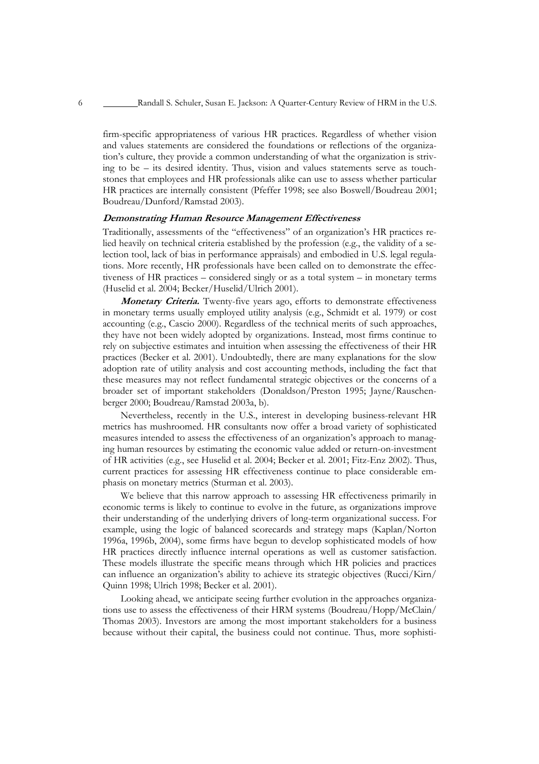firm-specific appropriateness of various HR practices. Regardless of whether vision and values statements are considered the foundations or reflections of the organization's culture, they provide a common understanding of what the organization is striving to be – its desired identity. Thus, vision and values statements serve as touchstones that employees and HR professionals alike can use to assess whether particular HR practices are internally consistent (Pfeffer 1998; see also Boswell/Boudreau 2001; Boudreau/Dunford/Ramstad 2003).

### *Demonstrating Human Resource Management Effectiveness*

Traditionally, assessments of the "effectiveness" of an organization's HR practices relied heavily on technical criteria established by the profession (e.g., the validity of a selection tool, lack of bias in performance appraisals) and embodied in U.S. legal regulations. More recently, HR professionals have been called on to demonstrate the effectiveness of HR practices – considered singly or as a total system – in monetary terms (Huselid et al. 2004; Becker/Huselid/Ulrich 2001).

***Monetary Criteria.*** Twenty-five years ago, efforts to demonstrate effectiveness in monetary terms usually employed utility analysis (e.g., Schmidt et al. 1979) or cost accounting (e.g., Cascio 2000). Regardless of the technical merits of such approaches, they have not been widely adopted by organizations. Instead, most firms continue to rely on subjective estimates and intuition when assessing the effectiveness of their HR practices (Becker et al. 2001). Undoubtedly, there are many explanations for the slow adoption rate of utility analysis and cost accounting methods, including the fact that these measures may not reflect fundamental strategic objectives or the concerns of a broader set of important stakeholders (Donaldson/Preston 1995; Jayne/Rauschenberger 2000; Boudreau/Ramstad 2003a, b).

Nevertheless, recently in the U.S., interest in developing business-relevant HR metrics has mushroomed. HR consultants now offer a broad variety of sophisticated measures intended to assess the effectiveness of an organization's approach to managing human resources by estimating the economic value added or return-on-investment of HR activities (e.g., see Huselid et al. 2004; Becker et al. 2001; Fitz-Enz 2002). Thus, current practices for assessing HR effectiveness continue to place considerable emphasis on monetary metrics (Sturman et al. 2003).

We believe that this narrow approach to assessing HR effectiveness primarily in economic terms is likely to continue to evolve in the future, as organizations improve their understanding of the underlying drivers of long-term organizational success. For example, using the logic of balanced scorecards and strategy maps (Kaplan/Norton 1996a, 1996b, 2004), some firms have begun to develop sophisticated models of how HR practices directly influence internal operations as well as customer satisfaction. These models illustrate the specific means through which HR policies and practices can influence an organization's ability to achieve its strategic objectives (Rucci/Kirn/Quinn 1998; Ulrich 1998; Becker et al. 2001).

Looking ahead, we anticipate seeing further evolution in the approaches organizations use to assess the effectiveness of their HRM systems (Boudreau/Hopp/McClain/Thomas 2003). Investors are among the most important stakeholders for a business because without their capital, the business could not continue. Thus, more sophisti-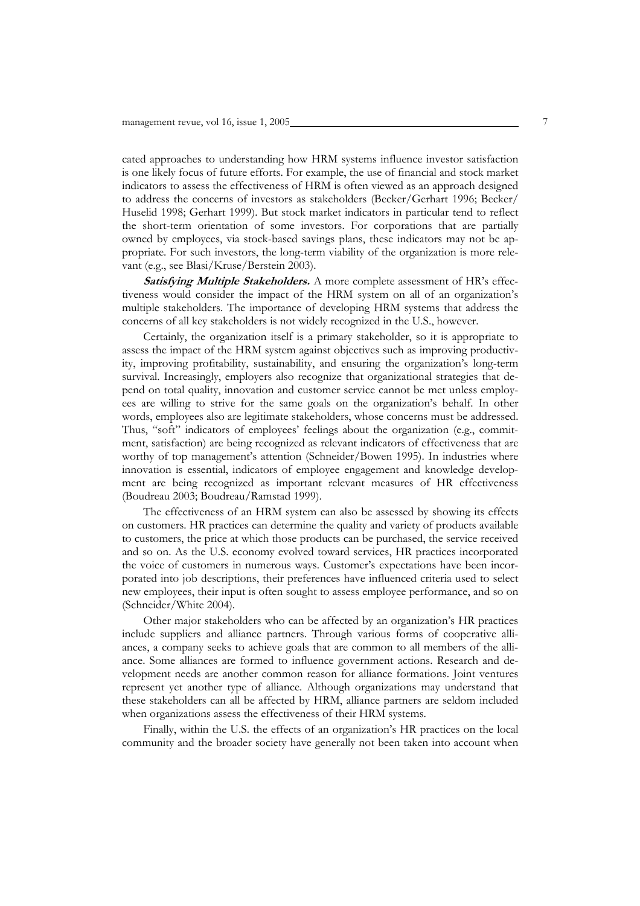cated approaches to understanding how HRM systems influence investor satisfaction is one likely focus of future efforts. For example, the use of financial and stock market indicators to assess the effectiveness of HRM is often viewed as an approach designed to address the concerns of investors as stakeholders (Becker/Gerhart 1996; Becker/Huselid 1998; Gerhart 1999). But stock market indicators in particular tend to reflect the short-term orientation of some investors. For corporations that are partially owned by employees, via stock-based savings plans, these indicators may not be appropriate. For such investors, the long-term viability of the organization is more relevant (e.g., see Blasi/Kruse/Berstein 2003).

***Satisfying Multiple Stakeholders.*** A more complete assessment of HR's effectiveness would consider the impact of the HRM system on all of an organization's multiple stakeholders. The importance of developing HRM systems that address the concerns of all key stakeholders is not widely recognized in the U.S., however.

Certainly, the organization itself is a primary stakeholder, so it is appropriate to assess the impact of the HRM system against objectives such as improving productivity, improving profitability, sustainability, and ensuring the organization's long-term survival. Increasingly, employers also recognize that organizational strategies that depend on total quality, innovation and customer service cannot be met unless employees are willing to strive for the same goals on the organization's behalf. In other words, employees also are legitimate stakeholders, whose concerns must be addressed. Thus, "soft" indicators of employees' feelings about the organization (e.g., commitment, satisfaction) are being recognized as relevant indicators of effectiveness that are worthy of top management's attention (Schneider/Bowen 1995). In industries where innovation is essential, indicators of employee engagement and knowledge development are being recognized as important relevant measures of HR effectiveness (Boudreau 2003; Boudreau/Ramstad 1999).

The effectiveness of an HRM system can also be assessed by showing its effects on customers. HR practices can determine the quality and variety of products available to customers, the price at which those products can be purchased, the service received and so on. As the U.S. economy evolved toward services, HR practices incorporated the voice of customers in numerous ways. Customer's expectations have been incorporated into job descriptions, their preferences have influenced criteria used to select new employees, their input is often sought to assess employee performance, and so on (Schneider/White 2004).

Other major stakeholders who can be affected by an organization's HR practices include suppliers and alliance partners. Through various forms of cooperative alliances, a company seeks to achieve goals that are common to all members of the alliance. Some alliances are formed to influence government actions. Research and development needs are another common reason for alliance formations. Joint ventures represent yet another type of alliance. Although organizations may understand that these stakeholders can all be affected by HRM, alliance partners are seldom included when organizations assess the effectiveness of their HRM systems.

Finally, within the U.S. the effects of an organization's HR practices on the local community and the broader society have generally not been taken into account when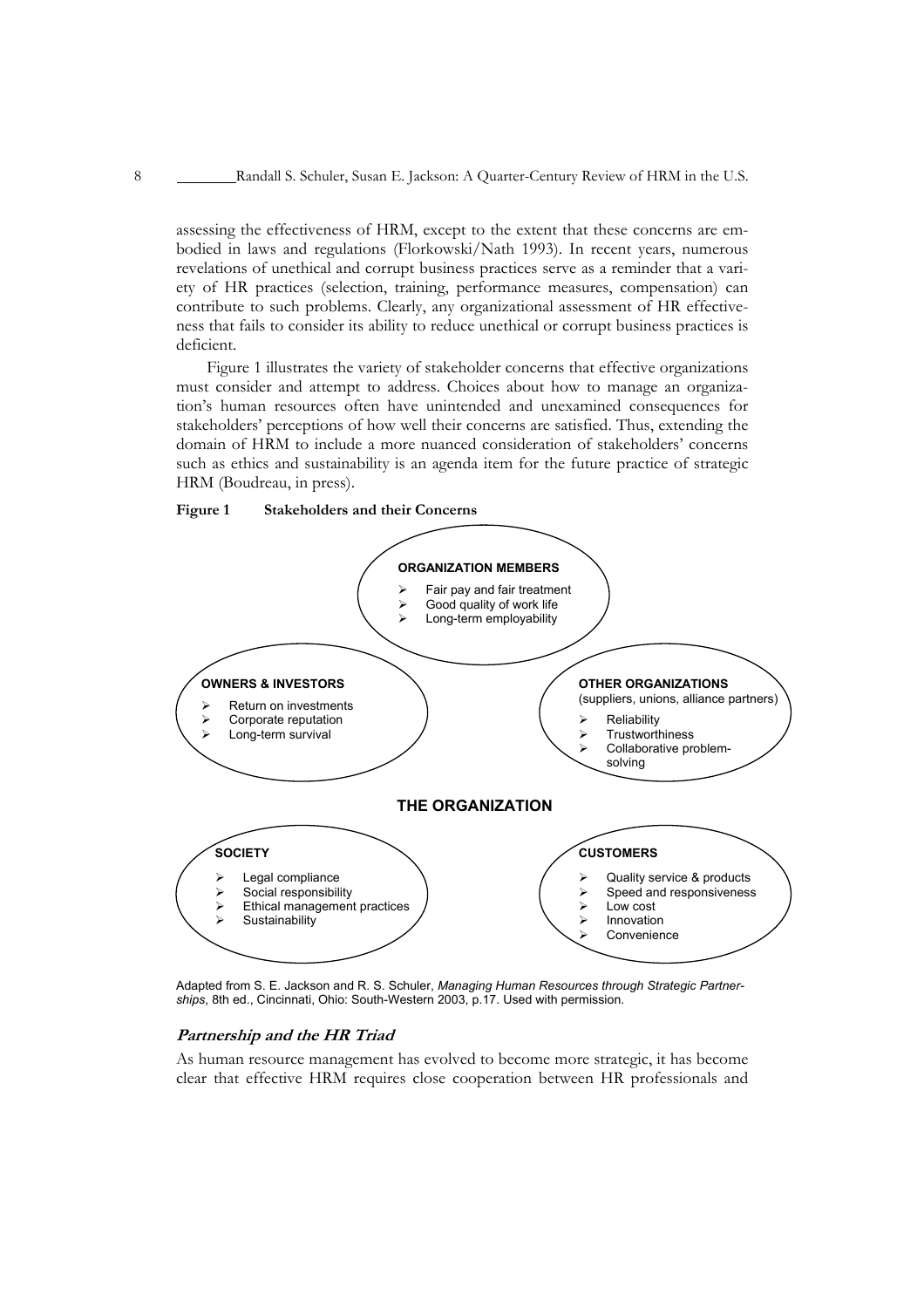assessing the effectiveness of HRM, except to the extent that these concerns are embodied in laws and regulations (Florkowski/Nath 1993). In recent years, numerous revelations of unethical and corrupt business practices serve as a reminder that a variety of HR practices (selection, training, performance measures, compensation) can contribute to such problems. Clearly, any organizational assessment of HR effectiveness that fails to consider its ability to reduce unethical or corrupt business practices is deficient.

Figure 1 illustrates the variety of stakeholder concerns that effective organizations must consider and attempt to address. Choices about how to manage an organization's human resources often have unintended and unexamined consequences for stakeholders' perceptions of how well their concerns are satisfied. Thus, extending the domain of HRM to include a more nuanced consideration of stakeholders' concerns such as ethics and sustainability is an agenda item for the future practice of strategic HRM (Boudreau, in press).

**Figure 1 Stakeholders and their Concerns**

**ORGANIZATION MEMBERS**
- Fair pay and fair treatment
- Good quality of work life
- Long-term employability

**OWNERS & INVESTORS**
- Return on investments
- Corporate reputation
- Long-term survival

**OTHER ORGANIZATIONS**
(suppliers, unions, alliance partners)
- Reliability
- Trustworthiness
- Collaborative problem-solving

**THE ORGANIZATION**

**SOCIETY**
- Legal compliance
- Social responsibility
- Ethical management practices
- Sustainability

**CUSTOMERS**
- Quality service & products
- Speed and responsiveness
- Low cost
- Innovation
- Convenience

Adapted from S. E. Jackson and R. S. Schuler, *Managing Human Resources through Strategic Partnerships*, 8th ed., Cincinnati, Ohio: South-Western 2003, p.17. Used with permission.

### *Partnership and the HR Triad*

As human resource management has evolved to become more strategic, it has become clear that effective HRM requires close cooperation between HR professionals and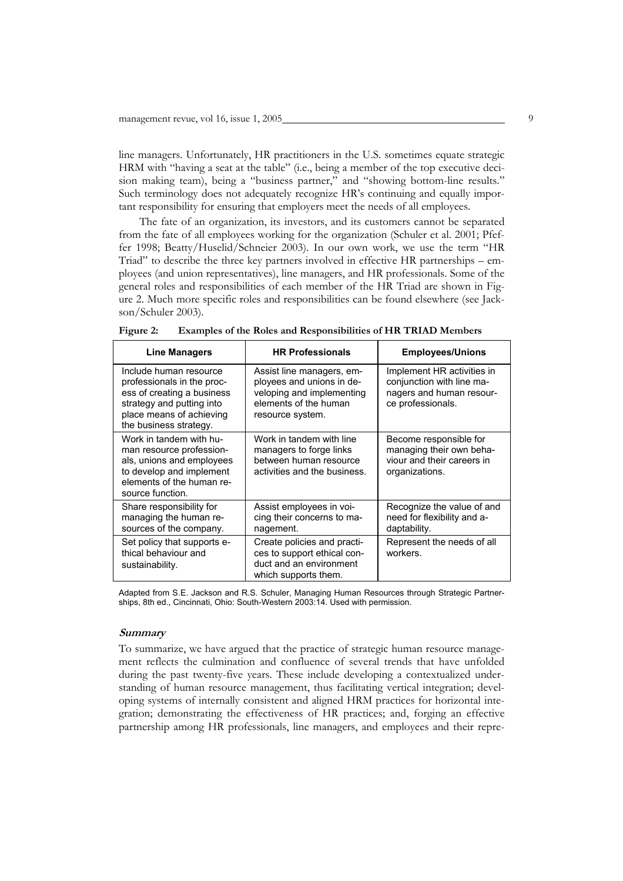line managers. Unfortunately, HR practitioners in the U.S. sometimes equate strategic HRM with "having a seat at the table" (i.e., being a member of the top executive decision making team), being a "business partner," and "showing bottom-line results." Such terminology does not adequately recognize HR's continuing and equally important responsibility for ensuring that employers meet the needs of all employees.

The fate of an organization, its investors, and its customers cannot be separated from the fate of all employees working for the organization (Schuler et al. 2001; Pfeffer 1998; Beatty/Huselid/Schneier 2003). In our own work, we use the term "HR Triad" to describe the three key partners involved in effective HR partnerships – employees (and union representatives), line managers, and HR professionals. Some of the general roles and responsibilities of each member of the HR Triad are shown in Figure 2. Much more specific roles and responsibilities can be found elsewhere (see Jackson/Schuler 2003).

**Figure 2: Examples of the Roles and Responsibilities of HR TRIAD Members**

| Line Managers | HR Professionals | Employees/Unions |
|---|---|---|
| Include human resource professionals in the process of creating a business strategy and putting into place means of achieving the business strategy. | Assist line managers, employees and unions in developing and implementing elements of the human resource system. | Implement HR activities in conjunction with line managers and human resource professionals. |
| Work in tandem with human resource professionals, unions and employees to develop and implement elements of the human resource function. | Work in tandem with line managers to forge links between human resource activities and the business. | Become responsible for managing their own behaviour and their careers in organizations. |
| Share responsibility for managing the human resources of the company. | Assist employees in voicing their concerns to management. | Recognize the value of and need for flexibility and adaptability. |
| Set policy that supports ethical behaviour and sustainability. | Create policies and practices to support ethical conduct and an environment which supports them. | Represent the needs of all workers. |

Adapted from S.E. Jackson and R.S. Schuler, Managing Human Resources through Strategic Partnerships, 8th ed., Cincinnati, Ohio: South-Western 2003:14. Used with permission.

### *Summary*

To summarize, we have argued that the practice of strategic human resource management reflects the culmination and confluence of several trends that have unfolded during the past twenty-five years. These include developing a contextualized understanding of human resource management, thus facilitating vertical integration; developing systems of internally consistent and aligned HRM practices for horizontal integration; demonstrating the effectiveness of HR practices; and, forging an effective partnership among HR professionals, line managers, and employees and their repre-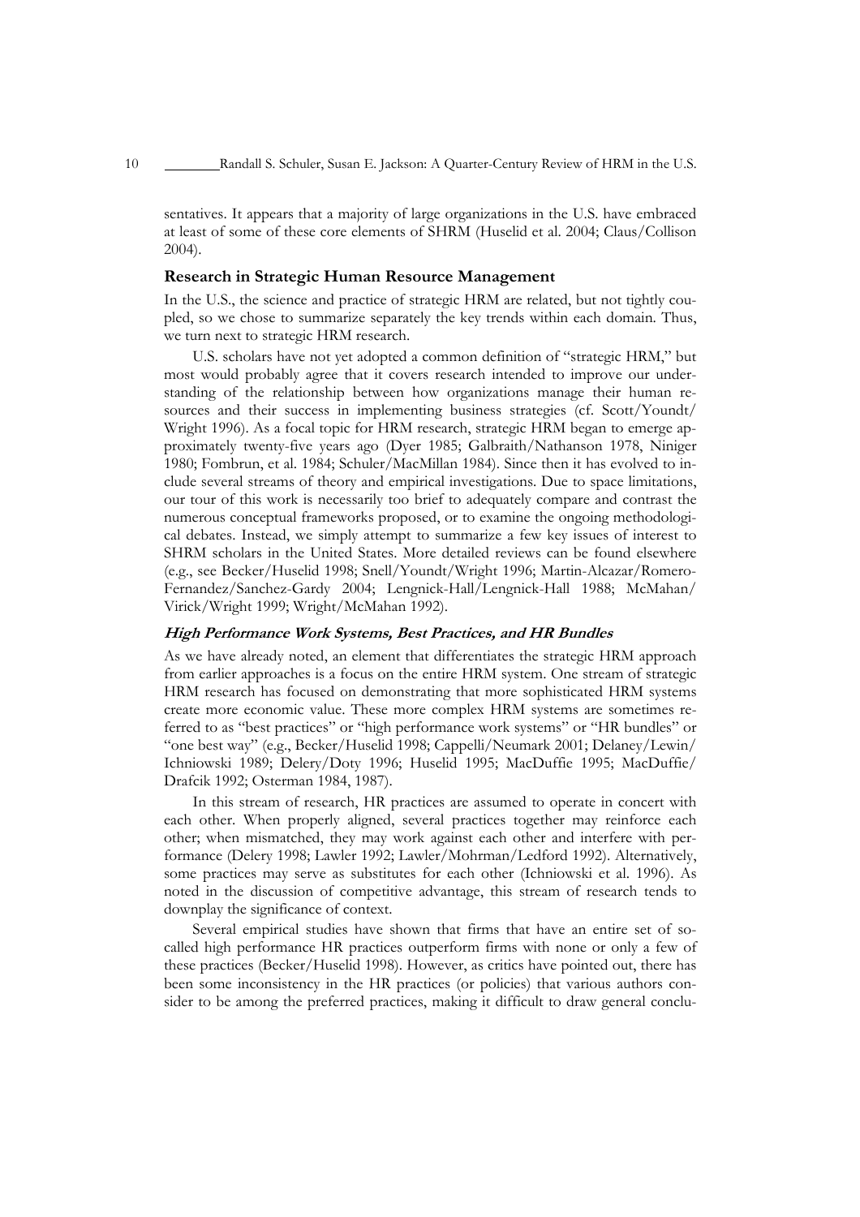sentatives. It appears that a majority of large organizations in the U.S. have embraced at least of some of these core elements of SHRM (Huselid et al. 2004; Claus/Collison 2004).

## Research in Strategic Human Resource Management

In the U.S., the science and practice of strategic HRM are related, but not tightly coupled, so we chose to summarize separately the key trends within each domain. Thus, we turn next to strategic HRM research.

U.S. scholars have not yet adopted a common definition of "strategic HRM," but most would probably agree that it covers research intended to improve our understanding of the relationship between how organizations manage their human resources and their success in implementing business strategies (cf. Scott/Youndt/Wright 1996). As a focal topic for HRM research, strategic HRM began to emerge approximately twenty-five years ago (Dyer 1985; Galbraith/Nathanson 1978, Niniger 1980; Fombrun, et al. 1984; Schuler/MacMillan 1984). Since then it has evolved to include several streams of theory and empirical investigations. Due to space limitations, our tour of this work is necessarily too brief to adequately compare and contrast the numerous conceptual frameworks proposed, or to examine the ongoing methodological debates. Instead, we simply attempt to summarize a few key issues of interest to SHRM scholars in the United States. More detailed reviews can be found elsewhere (e.g., see Becker/Huselid 1998; Snell/Youndt/Wright 1996; Martin-Alcazar/Romero-Fernandez/Sanchez-Gardy 2004; Lengnick-Hall/Lengnick-Hall 1988; McMahan/Virick/Wright 1999; Wright/McMahan 1992).

### *High Performance Work Systems, Best Practices, and HR Bundles*

As we have already noted, an element that differentiates the strategic HRM approach from earlier approaches is a focus on the entire HRM system. One stream of strategic HRM research has focused on demonstrating that more sophisticated HRM systems create more economic value. These more complex HRM systems are sometimes referred to as "best practices" or "high performance work systems" or "HR bundles" or "one best way" (e.g., Becker/Huselid 1998; Cappelli/Neumark 2001; Delaney/Lewin/Ichniowski 1989; Delery/Doty 1996; Huselid 1995; MacDuffie 1995; MacDuffie/Drafcik 1992; Osterman 1984, 1987).

In this stream of research, HR practices are assumed to operate in concert with each other. When properly aligned, several practices together may reinforce each other; when mismatched, they may work against each other and interfere with performance (Delery 1998; Lawler 1992; Lawler/Mohrman/Ledford 1992). Alternatively, some practices may serve as substitutes for each other (Ichniowski et al. 1996). As noted in the discussion of competitive advantage, this stream of research tends to downplay the significance of context.

Several empirical studies have shown that firms that have an entire set of so-called high performance HR practices outperform firms with none or only a few of these practices (Becker/Huselid 1998). However, as critics have pointed out, there has been some inconsistency in the HR practices (or policies) that various authors consider to be among the preferred practices, making it difficult to draw general conclu-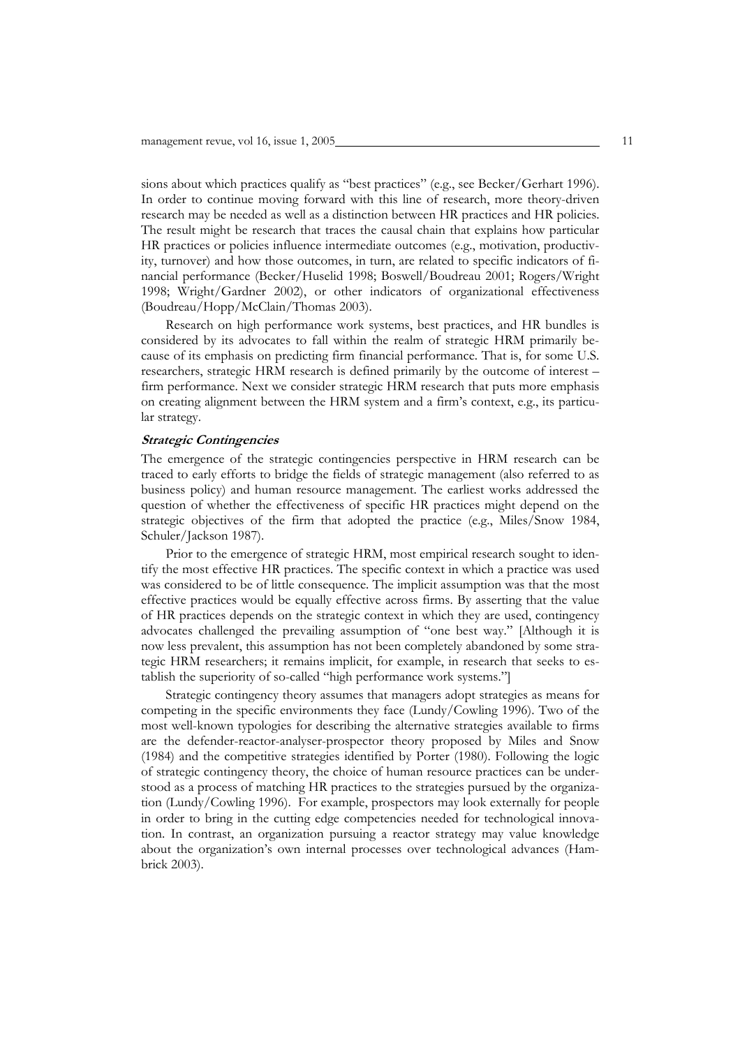sions about which practices qualify as "best practices" (e.g., see Becker/Gerhart 1996). In order to continue moving forward with this line of research, more theory-driven research may be needed as well as a distinction between HR practices and HR policies. The result might be research that traces the causal chain that explains how particular HR practices or policies influence intermediate outcomes (e.g., motivation, productivity, turnover) and how those outcomes, in turn, are related to specific indicators of financial performance (Becker/Huselid 1998; Boswell/Boudreau 2001; Rogers/Wright 1998; Wright/Gardner 2002), or other indicators of organizational effectiveness (Boudreau/Hopp/McClain/Thomas 2003).

Research on high performance work systems, best practices, and HR bundles is considered by its advocates to fall within the realm of strategic HRM primarily because of its emphasis on predicting firm financial performance. That is, for some U.S. researchers, strategic HRM research is defined primarily by the outcome of interest – firm performance. Next we consider strategic HRM research that puts more emphasis on creating alignment between the HRM system and a firm's context, e.g., its particular strategy.

### *Strategic Contingencies*

The emergence of the strategic contingencies perspective in HRM research can be traced to early efforts to bridge the fields of strategic management (also referred to as business policy) and human resource management. The earliest works addressed the question of whether the effectiveness of specific HR practices might depend on the strategic objectives of the firm that adopted the practice (e.g., Miles/Snow 1984, Schuler/Jackson 1987).

Prior to the emergence of strategic HRM, most empirical research sought to identify the most effective HR practices. The specific context in which a practice was used was considered to be of little consequence. The implicit assumption was that the most effective practices would be equally effective across firms. By asserting that the value of HR practices depends on the strategic context in which they are used, contingency advocates challenged the prevailing assumption of "one best way." [Although it is now less prevalent, this assumption has not been completely abandoned by some strategic HRM researchers; it remains implicit, for example, in research that seeks to establish the superiority of so-called "high performance work systems."]

Strategic contingency theory assumes that managers adopt strategies as means for competing in the specific environments they face (Lundy/Cowling 1996). Two of the most well-known typologies for describing the alternative strategies available to firms are the defender-reactor-analyser-prospector theory proposed by Miles and Snow (1984) and the competitive strategies identified by Porter (1980). Following the logic of strategic contingency theory, the choice of human resource practices can be understood as a process of matching HR practices to the strategies pursued by the organization (Lundy/Cowling 1996). For example, prospectors may look externally for people in order to bring in the cutting edge competencies needed for technological innovation. In contrast, an organization pursuing a reactor strategy may value knowledge about the organization's own internal processes over technological advances (Hambrick 2003).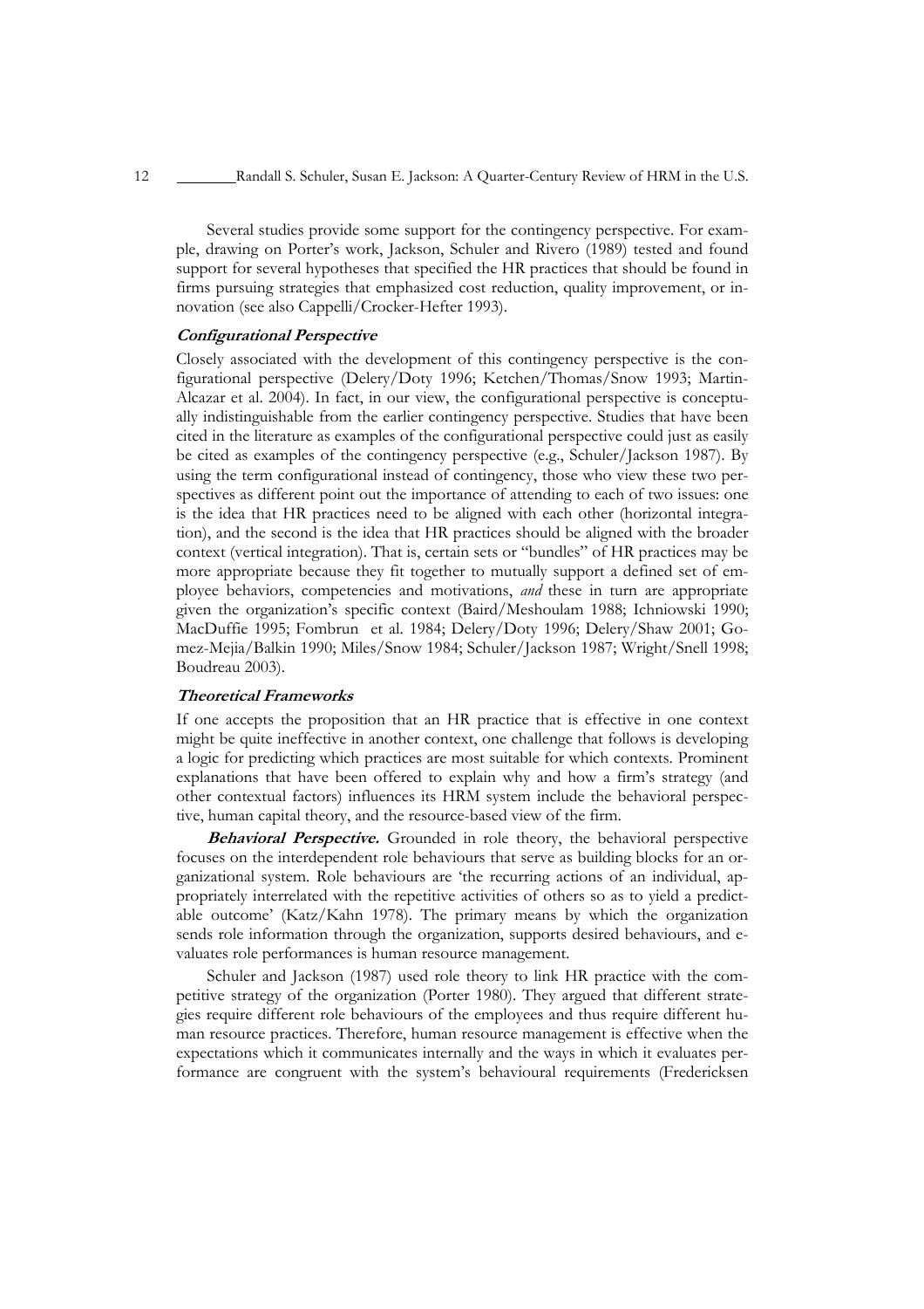Several studies provide some support for the contingency perspective. For example, drawing on Porter's work, Jackson, Schuler and Rivero (1989) tested and found support for several hypotheses that specified the HR practices that should be found in firms pursuing strategies that emphasized cost reduction, quality improvement, or innovation (see also Cappelli/Crocker-Hefter 1993).

### *Configurational Perspective*

Closely associated with the development of this contingency perspective is the configurational perspective (Delery/Doty 1996; Ketchen/Thomas/Snow 1993; Martin-Alcazar et al. 2004). In fact, in our view, the configurational perspective is conceptually indistinguishable from the earlier contingency perspective. Studies that have been cited in the literature as examples of the configurational perspective could just as easily be cited as examples of the contingency perspective (e.g., Schuler/Jackson 1987). By using the term configurational instead of contingency, those who view these two perspectives as different point out the importance of attending to each of two issues: one is the idea that HR practices need to be aligned with each other (horizontal integration), and the second is the idea that HR practices should be aligned with the broader context (vertical integration). That is, certain sets or "bundles" of HR practices may be more appropriate because they fit together to mutually support a defined set of employee behaviors, competencies and motivations, *and* these in turn are appropriate given the organization's specific context (Baird/Meshoulam 1988; Ichniowski 1990; MacDuffie 1995; Fombrun et al. 1984; Delery/Doty 1996; Delery/Shaw 2001; Gomez-Mejia/Balkin 1990; Miles/Snow 1984; Schuler/Jackson 1987; Wright/Snell 1998; Boudreau 2003).

### *Theoretical Frameworks*

If one accepts the proposition that an HR practice that is effective in one context might be quite ineffective in another context, one challenge that follows is developing a logic for predicting which practices are most suitable for which contexts. Prominent explanations that have been offered to explain why and how a firm's strategy (and other contextual factors) influences its HRM system include the behavioral perspective, human capital theory, and the resource-based view of the firm.

***Behavioral Perspective.*** Grounded in role theory, the behavioral perspective focuses on the interdependent role behaviours that serve as building blocks for an organizational system. Role behaviours are 'the recurring actions of an individual, appropriately interrelated with the repetitive activities of others so as to yield a predictable outcome' (Katz/Kahn 1978). The primary means by which the organization sends role information through the organization, supports desired behaviours, and evaluates role performances is human resource management.

Schuler and Jackson (1987) used role theory to link HR practice with the competitive strategy of the organization (Porter 1980). They argued that different strategies require different role behaviours of the employees and thus require different human resource practices. Therefore, human resource management is effective when the expectations which it communicates internally and the ways in which it evaluates performance are congruent with the system's behavioural requirements (Fredericksen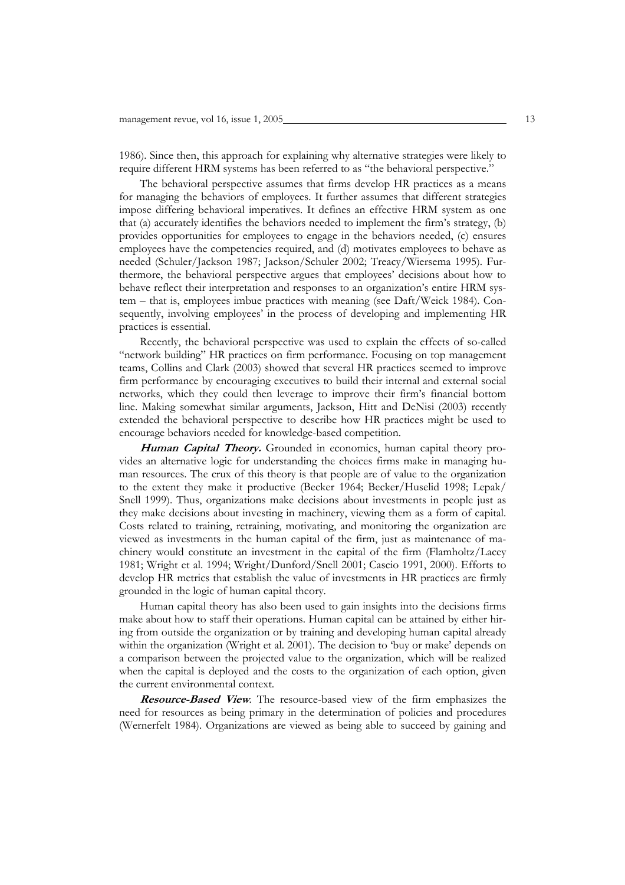1986). Since then, this approach for explaining why alternative strategies were likely to require different HRM systems has been referred to as "the behavioral perspective."

The behavioral perspective assumes that firms develop HR practices as a means for managing the behaviors of employees. It further assumes that different strategies impose differing behavioral imperatives. It defines an effective HRM system as one that (a) accurately identifies the behaviors needed to implement the firm's strategy, (b) provides opportunities for employees to engage in the behaviors needed, (c) ensures employees have the competencies required, and (d) motivates employees to behave as needed (Schuler/Jackson 1987; Jackson/Schuler 2002; Treacy/Wiersema 1995). Furthermore, the behavioral perspective argues that employees' decisions about how to behave reflect their interpretation and responses to an organization's entire HRM system – that is, employees imbue practices with meaning (see Daft/Weick 1984). Consequently, involving employees' in the process of developing and implementing HR practices is essential.

Recently, the behavioral perspective was used to explain the effects of so-called "network building" HR practices on firm performance. Focusing on top management teams, Collins and Clark (2003) showed that several HR practices seemed to improve firm performance by encouraging executives to build their internal and external social networks, which they could then leverage to improve their firm's financial bottom line. Making somewhat similar arguments, Jackson, Hitt and DeNisi (2003) recently extended the behavioral perspective to describe how HR practices might be used to encourage behaviors needed for knowledge-based competition.

***Human Capital Theory.*** Grounded in economics, human capital theory provides an alternative logic for understanding the choices firms make in managing human resources. The crux of this theory is that people are of value to the organization to the extent they make it productive (Becker 1964; Becker/Huselid 1998; Lepak/Snell 1999). Thus, organizations make decisions about investments in people just as they make decisions about investing in machinery, viewing them as a form of capital. Costs related to training, retraining, motivating, and monitoring the organization are viewed as investments in the human capital of the firm, just as maintenance of machinery would constitute an investment in the capital of the firm (Flamholtz/Lacey 1981; Wright et al. 1994; Wright/Dunford/Snell 2001; Cascio 1991, 2000). Efforts to develop HR metrics that establish the value of investments in HR practices are firmly grounded in the logic of human capital theory.

Human capital theory has also been used to gain insights into the decisions firms make about how to staff their operations. Human capital can be attained by either hiring from outside the organization or by training and developing human capital already within the organization (Wright et al. 2001). The decision to 'buy or make' depends on a comparison between the projected value to the organization, which will be realized when the capital is deployed and the costs to the organization of each option, given the current environmental context.

***Resource-Based View*.** The resource-based view of the firm emphasizes the need for resources as being primary in the determination of policies and procedures (Wernerfelt 1984). Organizations are viewed as being able to succeed by gaining and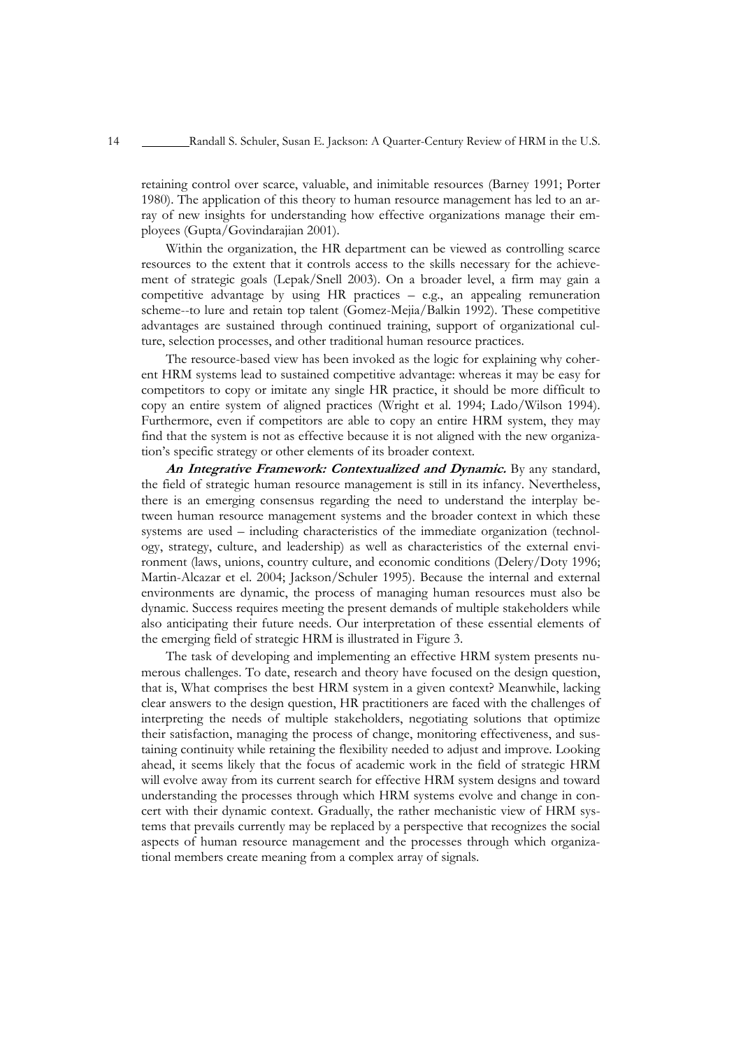retaining control over scarce, valuable, and inimitable resources (Barney 1991; Porter 1980). The application of this theory to human resource management has led to an array of new insights for understanding how effective organizations manage their employees (Gupta/Govindarajian 2001).

Within the organization, the HR department can be viewed as controlling scarce resources to the extent that it controls access to the skills necessary for the achievement of strategic goals (Lepak/Snell 2003). On a broader level, a firm may gain a competitive advantage by using HR practices – e.g., an appealing remuneration scheme--to lure and retain top talent (Gomez-Mejia/Balkin 1992). These competitive advantages are sustained through continued training, support of organizational culture, selection processes, and other traditional human resource practices.

The resource-based view has been invoked as the logic for explaining why coherent HRM systems lead to sustained competitive advantage: whereas it may be easy for competitors to copy or imitate any single HR practice, it should be more difficult to copy an entire system of aligned practices (Wright et al. 1994; Lado/Wilson 1994). Furthermore, even if competitors are able to copy an entire HRM system, they may find that the system is not as effective because it is not aligned with the new organization's specific strategy or other elements of its broader context.

***An Integrative Framework: Contextualized and Dynamic.*** By any standard, the field of strategic human resource management is still in its infancy. Nevertheless, there is an emerging consensus regarding the need to understand the interplay between human resource management systems and the broader context in which these systems are used – including characteristics of the immediate organization (technology, strategy, culture, and leadership) as well as characteristics of the external environment (laws, unions, country culture, and economic conditions (Delery/Doty 1996; Martin-Alcazar et el. 2004; Jackson/Schuler 1995). Because the internal and external environments are dynamic, the process of managing human resources must also be dynamic. Success requires meeting the present demands of multiple stakeholders while also anticipating their future needs. Our interpretation of these essential elements of the emerging field of strategic HRM is illustrated in Figure 3.

The task of developing and implementing an effective HRM system presents numerous challenges. To date, research and theory have focused on the design question, that is, What comprises the best HRM system in a given context? Meanwhile, lacking clear answers to the design question, HR practitioners are faced with the challenges of interpreting the needs of multiple stakeholders, negotiating solutions that optimize their satisfaction, managing the process of change, monitoring effectiveness, and sustaining continuity while retaining the flexibility needed to adjust and improve. Looking ahead, it seems likely that the focus of academic work in the field of strategic HRM will evolve away from its current search for effective HRM system designs and toward understanding the processes through which HRM systems evolve and change in concert with their dynamic context. Gradually, the rather mechanistic view of HRM systems that prevails currently may be replaced by a perspective that recognizes the social aspects of human resource management and the processes through which organizational members create meaning from a complex array of signals.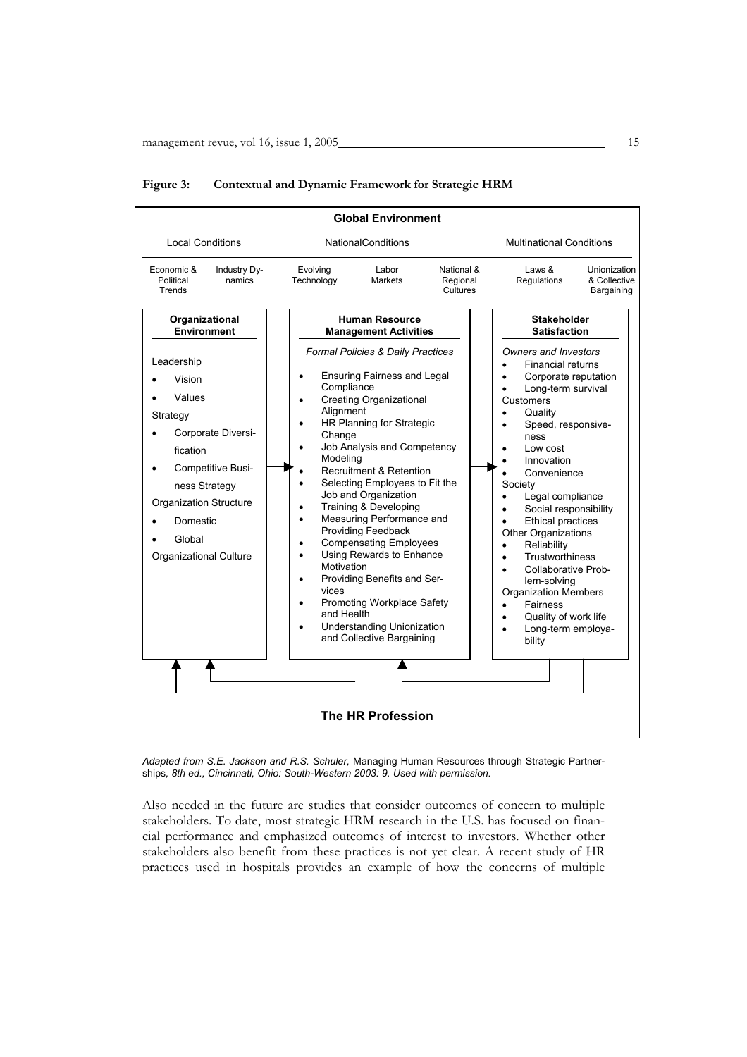**Figure 3: Contextual and Dynamic Framework for Strategic HRM**

**Global Environment**

| Local Conditions | | NationalConditions | | | Multinational Conditions | |
|---|---|---|---|---|---|---|
| Economic & Political Trends | Industry Dynamics | Evolving Technology | Labor Markets | National & Regional Cultures | Laws & Regulations | Unionization & Collective Bargaining |

**Organizational Environment**

Leadership
- Vision
- Values

Strategy
- Corporate Diversification
- Competitive Business Strategy

Organization Structure
- Domestic
- Global

Organizational Culture

→

**Human Resource Management Activities**

*Formal Policies & Daily Practices*

- Ensuring Fairness and Legal Compliance
- Creating Organizational Alignment
- HR Planning for Strategic Change
- Job Analysis and Competency Modeling
- Recruitment & Retention
- Selecting Employees to Fit the Job and Organization
- Training & Developing
- Measuring Performance and Providing Feedback
- Compensating Employees
- Using Rewards to Enhance Motivation
- Providing Benefits and Services
- Promoting Workplace Safety and Health
- Understanding Unionization and Collective Bargaining

→

**Stakeholder Satisfaction**

*Owners and Investors*
- Financial returns
- Corporate reputation
- Long-term survival

Customers
- Quality
- Speed, responsiveness
- Low cost
- Innovation
- Convenience

Society
- Legal compliance
- Social responsibility
- Ethical practices

Other Organizations
- Reliability
- Trustworthiness
- Collaborative Problem-solving

Organization Members
- Fairness
- Quality of work life
- Long-term employability

**The HR Profession**

*Adapted from S.E. Jackson and R.S. Schuler,* Managing Human Resources through Strategic Partnerships*, 8th ed., Cincinnati, Ohio: South-Western 2003: 9. Used with permission.*

Also needed in the future are studies that consider outcomes of concern to multiple stakeholders. To date, most strategic HRM research in the U.S. has focused on financial performance and emphasized outcomes of interest to investors. Whether other stakeholders also benefit from these practices is not yet clear. A recent study of HR practices used in hospitals provides an example of how the concerns of multiple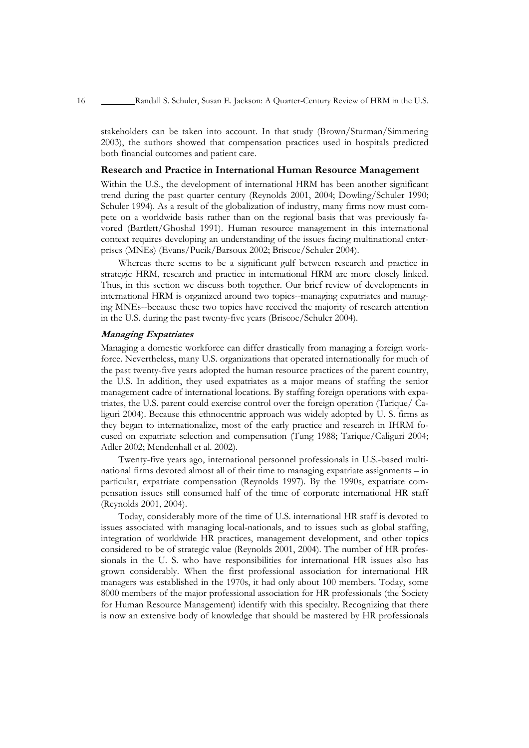stakeholders can be taken into account. In that study (Brown/Sturman/Simmering 2003), the authors showed that compensation practices used in hospitals predicted both financial outcomes and patient care.

## Research and Practice in International Human Resource Management

Within the U.S., the development of international HRM has been another significant trend during the past quarter century (Reynolds 2001, 2004; Dowling/Schuler 1990; Schuler 1994). As a result of the globalization of industry, many firms now must compete on a worldwide basis rather than on the regional basis that was previously favored (Bartlett/Ghoshal 1991). Human resource management in this international context requires developing an understanding of the issues facing multinational enterprises (MNEs) (Evans/Pucik/Barsoux 2002; Briscoe/Schuler 2004).

Whereas there seems to be a significant gulf between research and practice in strategic HRM, research and practice in international HRM are more closely linked. Thus, in this section we discuss both together. Our brief review of developments in international HRM is organized around two topics--managing expatriates and managing MNEs--because these two topics have received the majority of research attention in the U.S. during the past twenty-five years (Briscoe/Schuler 2004).

### *Managing Expatriates*

Managing a domestic workforce can differ drastically from managing a foreign workforce. Nevertheless, many U.S. organizations that operated internationally for much of the past twenty-five years adopted the human resource practices of the parent country, the U.S. In addition, they used expatriates as a major means of staffing the senior management cadre of international locations. By staffing foreign operations with expatriates, the U.S. parent could exercise control over the foreign operation (Tarique/ Caliguri 2004). Because this ethnocentric approach was widely adopted by U. S. firms as they began to internationalize, most of the early practice and research in IHRM focused on expatriate selection and compensation (Tung 1988; Tarique/Caliguri 2004; Adler 2002; Mendenhall et al. 2002).

Twenty-five years ago, international personnel professionals in U.S.-based multinational firms devoted almost all of their time to managing expatriate assignments – in particular, expatriate compensation (Reynolds 1997). By the 1990s, expatriate compensation issues still consumed half of the time of corporate international HR staff (Reynolds 2001, 2004).

Today, considerably more of the time of U.S. international HR staff is devoted to issues associated with managing local-nationals, and to issues such as global staffing, integration of worldwide HR practices, management development, and other topics considered to be of strategic value (Reynolds 2001, 2004). The number of HR professionals in the U. S. who have responsibilities for international HR issues also has grown considerably. When the first professional association for international HR managers was established in the 1970s, it had only about 100 members. Today, some 8000 members of the major professional association for HR professionals (the Society for Human Resource Management) identify with this specialty. Recognizing that there is now an extensive body of knowledge that should be mastered by HR professionals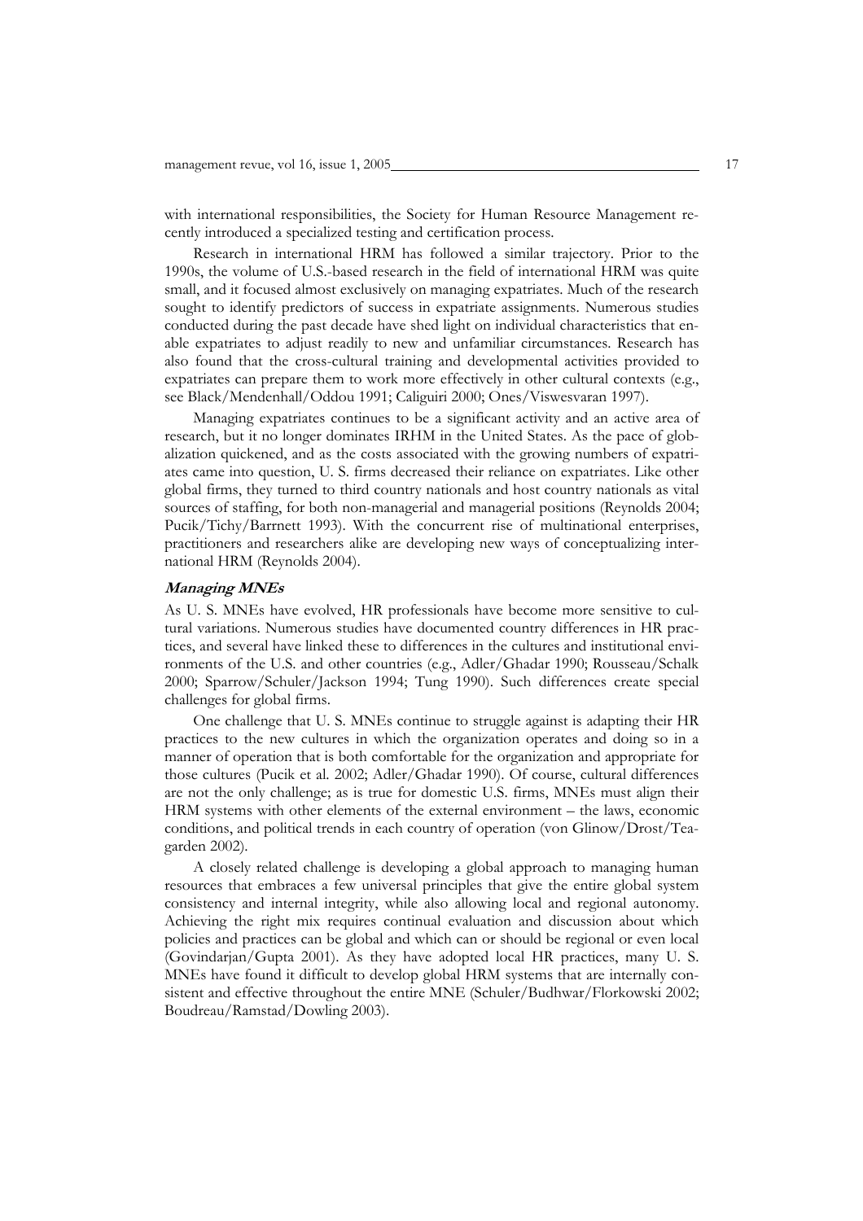with international responsibilities, the Society for Human Resource Management recently introduced a specialized testing and certification process.

Research in international HRM has followed a similar trajectory. Prior to the 1990s, the volume of U.S.-based research in the field of international HRM was quite small, and it focused almost exclusively on managing expatriates. Much of the research sought to identify predictors of success in expatriate assignments. Numerous studies conducted during the past decade have shed light on individual characteristics that enable expatriates to adjust readily to new and unfamiliar circumstances. Research has also found that the cross-cultural training and developmental activities provided to expatriates can prepare them to work more effectively in other cultural contexts (e.g., see Black/Mendenhall/Oddou 1991; Caliguiri 2000; Ones/Viswesvaran 1997).

Managing expatriates continues to be a significant activity and an active area of research, but it no longer dominates IRHM in the United States. As the pace of globalization quickened, and as the costs associated with the growing numbers of expatriates came into question, U. S. firms decreased their reliance on expatriates. Like other global firms, they turned to third country nationals and host country nationals as vital sources of staffing, for both non-managerial and managerial positions (Reynolds 2004; Pucik/Tichy/Barrnett 1993). With the concurrent rise of multinational enterprises, practitioners and researchers alike are developing new ways of conceptualizing international HRM (Reynolds 2004).

### *Managing MNEs*

As U. S. MNEs have evolved, HR professionals have become more sensitive to cultural variations. Numerous studies have documented country differences in HR practices, and several have linked these to differences in the cultures and institutional environments of the U.S. and other countries (e.g., Adler/Ghadar 1990; Rousseau/Schalk 2000; Sparrow/Schuler/Jackson 1994; Tung 1990). Such differences create special challenges for global firms.

One challenge that U. S. MNEs continue to struggle against is adapting their HR practices to the new cultures in which the organization operates and doing so in a manner of operation that is both comfortable for the organization and appropriate for those cultures (Pucik et al. 2002; Adler/Ghadar 1990). Of course, cultural differences are not the only challenge; as is true for domestic U.S. firms, MNEs must align their HRM systems with other elements of the external environment – the laws, economic conditions, and political trends in each country of operation (von Glinow/Drost/Teagarden 2002).

A closely related challenge is developing a global approach to managing human resources that embraces a few universal principles that give the entire global system consistency and internal integrity, while also allowing local and regional autonomy. Achieving the right mix requires continual evaluation and discussion about which policies and practices can be global and which can or should be regional or even local (Govindarjan/Gupta 2001). As they have adopted local HR practices, many U. S. MNEs have found it difficult to develop global HRM systems that are internally consistent and effective throughout the entire MNE (Schuler/Budhwar/Florkowski 2002; Boudreau/Ramstad/Dowling 2003).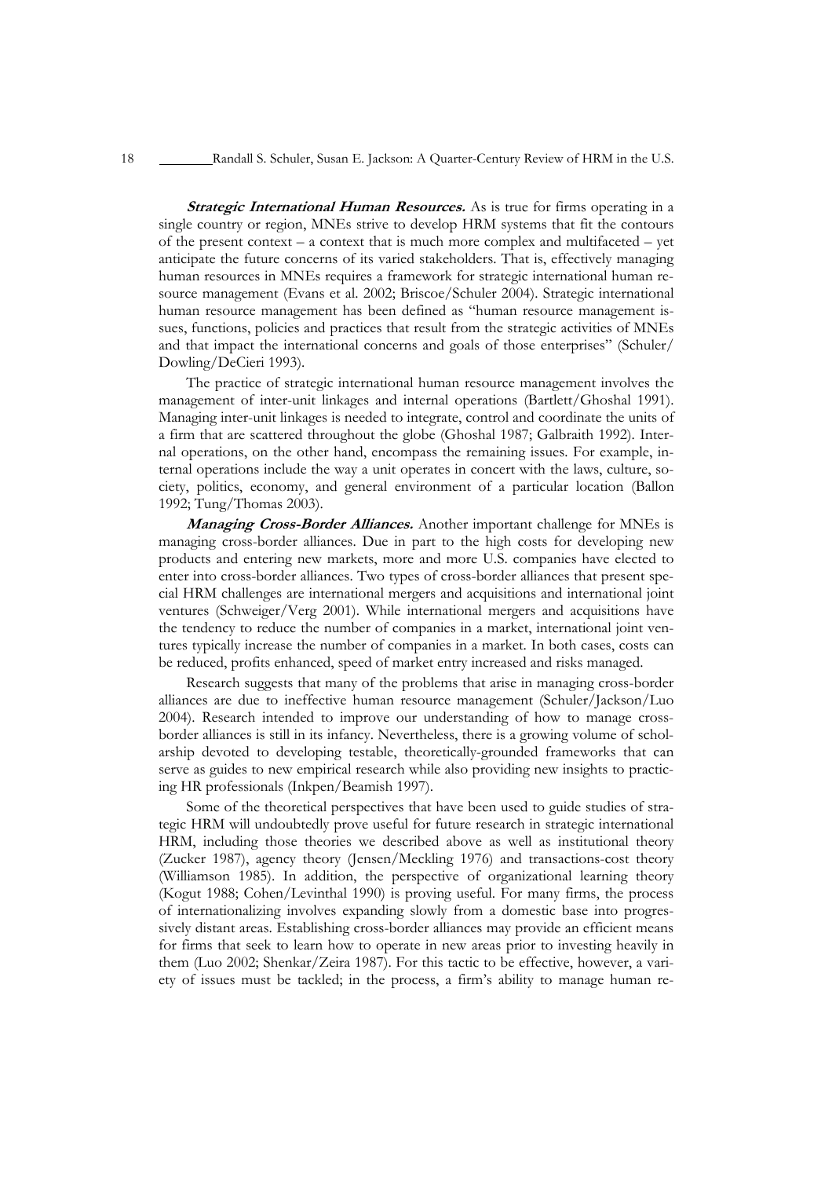***Strategic International Human Resources.*** As is true for firms operating in a single country or region, MNEs strive to develop HRM systems that fit the contours of the present context – a context that is much more complex and multifaceted – yet anticipate the future concerns of its varied stakeholders. That is, effectively managing human resources in MNEs requires a framework for strategic international human resource management (Evans et al. 2002; Briscoe/Schuler 2004). Strategic international human resource management has been defined as "human resource management issues, functions, policies and practices that result from the strategic activities of MNEs and that impact the international concerns and goals of those enterprises" (Schuler/Dowling/DeCieri 1993).

The practice of strategic international human resource management involves the management of inter-unit linkages and internal operations (Bartlett/Ghoshal 1991). Managing inter-unit linkages is needed to integrate, control and coordinate the units of a firm that are scattered throughout the globe (Ghoshal 1987; Galbraith 1992). Internal operations, on the other hand, encompass the remaining issues. For example, internal operations include the way a unit operates in concert with the laws, culture, society, politics, economy, and general environment of a particular location (Ballon 1992; Tung/Thomas 2003).

***Managing Cross-Border Alliances.*** Another important challenge for MNEs is managing cross-border alliances. Due in part to the high costs for developing new products and entering new markets, more and more U.S. companies have elected to enter into cross-border alliances. Two types of cross-border alliances that present special HRM challenges are international mergers and acquisitions and international joint ventures (Schweiger/Verg 2001). While international mergers and acquisitions have the tendency to reduce the number of companies in a market, international joint ventures typically increase the number of companies in a market. In both cases, costs can be reduced, profits enhanced, speed of market entry increased and risks managed.

Research suggests that many of the problems that arise in managing cross-border alliances are due to ineffective human resource management (Schuler/Jackson/Luo 2004). Research intended to improve our understanding of how to manage cross-border alliances is still in its infancy. Nevertheless, there is a growing volume of scholarship devoted to developing testable, theoretically-grounded frameworks that can serve as guides to new empirical research while also providing new insights to practicing HR professionals (Inkpen/Beamish 1997).

Some of the theoretical perspectives that have been used to guide studies of strategic HRM will undoubtedly prove useful for future research in strategic international HRM, including those theories we described above as well as institutional theory (Zucker 1987), agency theory (Jensen/Meckling 1976) and transactions-cost theory (Williamson 1985). In addition, the perspective of organizational learning theory (Kogut 1988; Cohen/Levinthal 1990) is proving useful. For many firms, the process of internationalizing involves expanding slowly from a domestic base into progressively distant areas. Establishing cross-border alliances may provide an efficient means for firms that seek to learn how to operate in new areas prior to investing heavily in them (Luo 2002; Shenkar/Zeira 1987). For this tactic to be effective, however, a variety of issues must be tackled; in the process, a firm's ability to manage human re-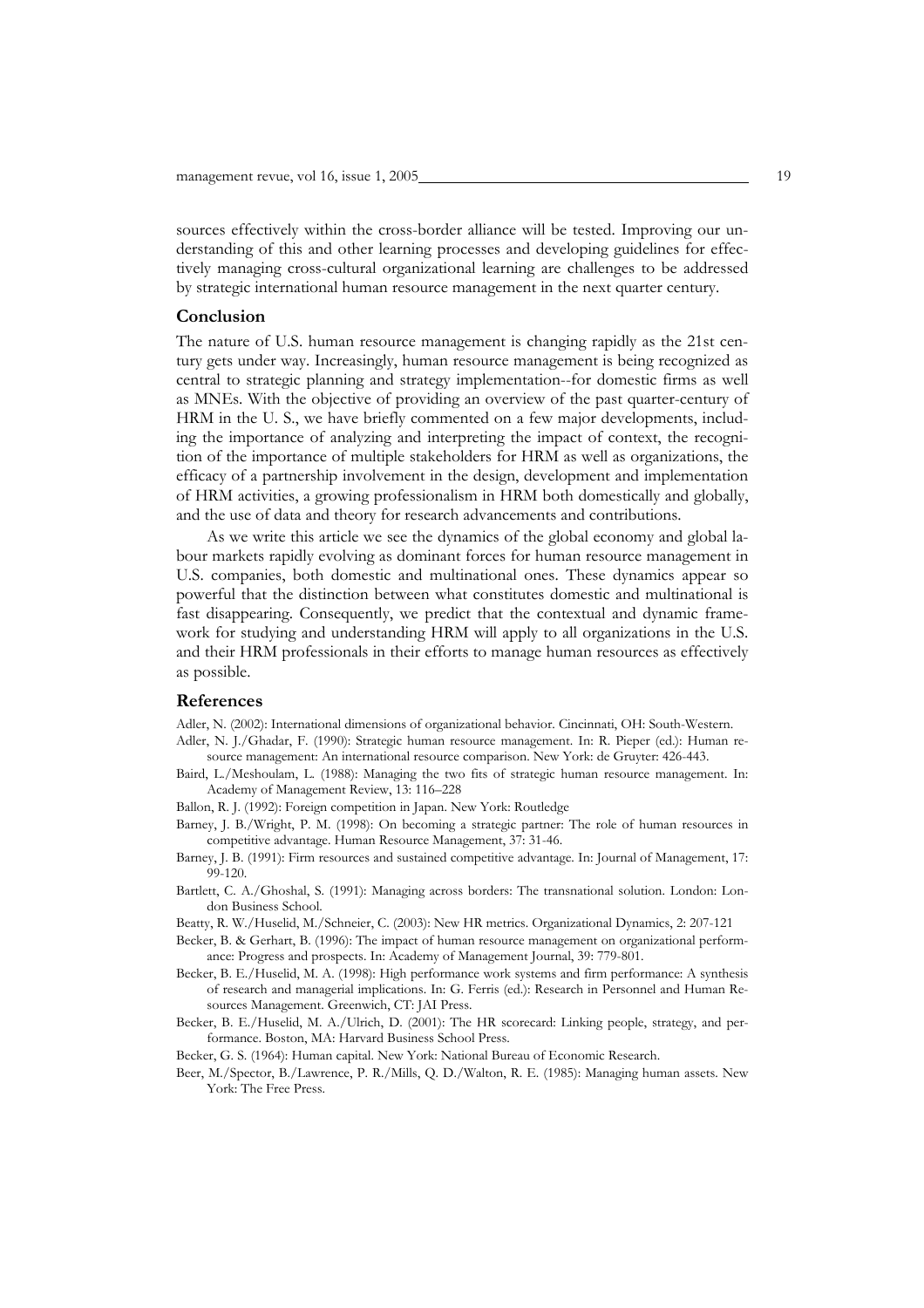sources effectively within the cross-border alliance will be tested. Improving our understanding of this and other learning processes and developing guidelines for effectively managing cross-cultural organizational learning are challenges to be addressed by strategic international human resource management in the next quarter century.

## Conclusion

The nature of U.S. human resource management is changing rapidly as the 21st century gets under way. Increasingly, human resource management is being recognized as central to strategic planning and strategy implementation--for domestic firms as well as MNEs. With the objective of providing an overview of the past quarter-century of HRM in the U. S., we have briefly commented on a few major developments, including the importance of analyzing and interpreting the impact of context, the recognition of the importance of multiple stakeholders for HRM as well as organizations, the efficacy of a partnership involvement in the design, development and implementation of HRM activities, a growing professionalism in HRM both domestically and globally, and the use of data and theory for research advancements and contributions.

As we write this article we see the dynamics of the global economy and global labour markets rapidly evolving as dominant forces for human resource management in U.S. companies, both domestic and multinational ones. These dynamics appear so powerful that the distinction between what constitutes domestic and multinational is fast disappearing. Consequently, we predict that the contextual and dynamic framework for studying and understanding HRM will apply to all organizations in the U.S. and their HRM professionals in their efforts to manage human resources as effectively as possible.

## References

Adler, N. (2002): International dimensions of organizational behavior. Cincinnati, OH: South-Western.

Adler, N. J./Ghadar, F. (1990): Strategic human resource management. In: R. Pieper (ed.): Human resource management: An international resource comparison. New York: de Gruyter: 426-443.

Baird, L./Meshoulam, L. (1988): Managing the two fits of strategic human resource management. In: Academy of Management Review, 13: 116–228

Ballon, R. J. (1992): Foreign competition in Japan. New York: Routledge

Barney, J. B./Wright, P. M. (1998): On becoming a strategic partner: The role of human resources in competitive advantage. Human Resource Management, 37: 31-46.

Barney, J. B. (1991): Firm resources and sustained competitive advantage. In: Journal of Management, 17: 99-120.

Bartlett, C. A./Ghoshal, S. (1991): Managing across borders: The transnational solution. London: London Business School.

Beatty, R. W./Huselid, M./Schneier, C. (2003): New HR metrics. Organizational Dynamics, 2: 207-121

Becker, B. & Gerhart, B. (1996): The impact of human resource management on organizational performance: Progress and prospects. In: Academy of Management Journal, 39: 779-801.

Becker, B. E./Huselid, M. A. (1998): High performance work systems and firm performance: A synthesis of research and managerial implications. In: G. Ferris (ed.): Research in Personnel and Human Resources Management. Greenwich, CT: JAI Press.

Becker, B. E./Huselid, M. A./Ulrich, D. (2001): The HR scorecard: Linking people, strategy, and performance. Boston, MA: Harvard Business School Press.

Becker, G. S. (1964): Human capital. New York: National Bureau of Economic Research.

Beer, M./Spector, B./Lawrence, P. R./Mills, Q. D./Walton, R. E. (1985): Managing human assets. New York: The Free Press.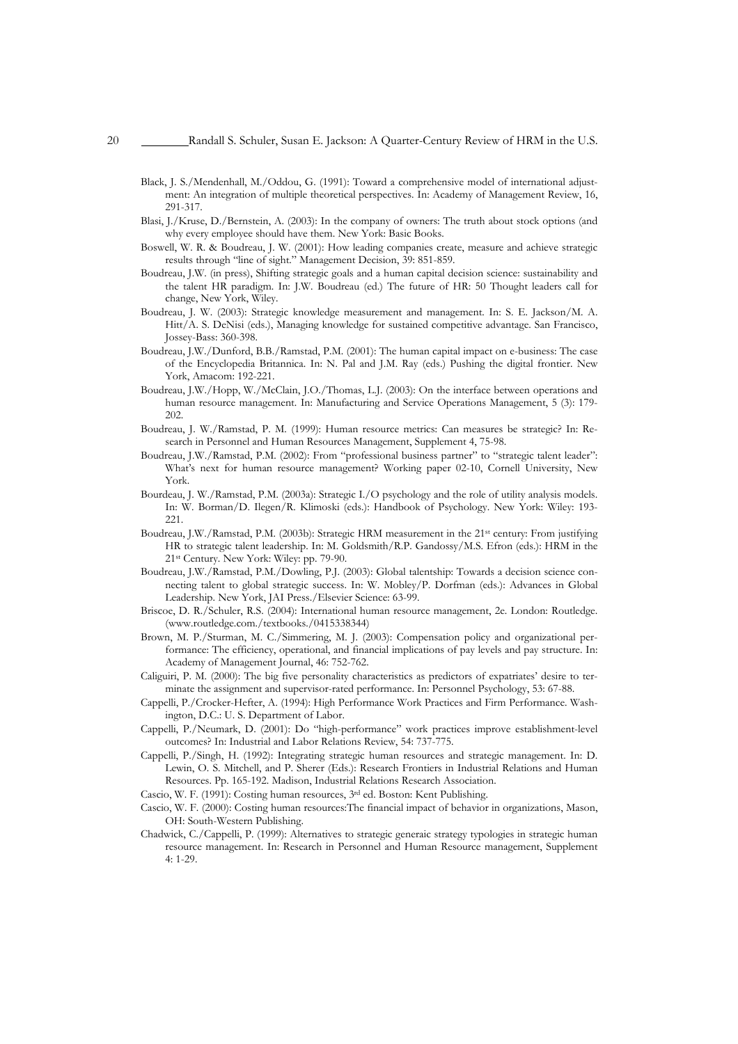Black, J. S./Mendenhall, M./Oddou, G. (1991): Toward a comprehensive model of international adjustment: An integration of multiple theoretical perspectives. In: Academy of Management Review, 16, 291-317.

Blasi, J./Kruse, D./Bernstein, A. (2003): In the company of owners: The truth about stock options (and why every employee should have them. New York: Basic Books.

Boswell, W. R. & Boudreau, J. W. (2001): How leading companies create, measure and achieve strategic results through "line of sight." Management Decision, 39: 851-859.

Boudreau, J.W. (in press), Shifting strategic goals and a human capital decision science: sustainability and the talent HR paradigm. In: J.W. Boudreau (ed.) The future of HR: 50 Thought leaders call for change, New York, Wiley.

Boudreau, J. W. (2003): Strategic knowledge measurement and management. In: S. E. Jackson/M. A. Hitt/A. S. DeNisi (eds.), Managing knowledge for sustained competitive advantage. San Francisco, Jossey-Bass: 360-398.

Boudreau, J.W./Dunford, B.B./Ramstad, P.M. (2001): The human capital impact on e-business: The case of the Encyclopedia Britannica. In: N. Pal and J.M. Ray (eds.) Pushing the digital frontier. New York, Amacom: 192-221.

Boudreau, J.W./Hopp, W./McClain, J.O./Thomas, L.J. (2003): On the interface between operations and human resource management. In: Manufacturing and Service Operations Management, 5 (3): 179-202.

Boudreau, J. W./Ramstad, P. M. (1999): Human resource metrics: Can measures be strategic? In: Research in Personnel and Human Resources Management, Supplement 4, 75-98.

Boudreau, J.W./Ramstad, P.M. (2002): From "professional business partner" to "strategic talent leader": What's next for human resource management? Working paper 02-10, Cornell University, New York.

Bourdeau, J. W./Ramstad, P.M. (2003a): Strategic I./O psychology and the role of utility analysis models. In: W. Borman/D. Ilegen/R. Klimoski (eds.): Handbook of Psychology. New York: Wiley: 193-221.

Boudreau, J.W./Ramstad, P.M. (2003b): Strategic HRM measurement in the 21st century: From justifying HR to strategic talent leadership. In: M. Goldsmith/R.P. Gandossy/M.S. Efron (eds.): HRM in the 21st Century. New York: Wiley: pp. 79-90.

Boudreau, J.W./Ramstad, P.M./Dowling, P.J. (2003): Global talentship: Towards a decision science connecting talent to global strategic success. In: W. Mobley/P. Dorfman (eds.): Advances in Global Leadership. New York, JAI Press./Elsevier Science: 63-99.

Briscoe, D. R./Schuler, R.S. (2004): International human resource management, 2e. London: Routledge. (www.routledge.com./textbooks./0415338344)

Brown, M. P./Sturman, M. C./Simmering, M. J. (2003): Compensation policy and organizational performance: The efficiency, operational, and financial implications of pay levels and pay structure. In: Academy of Management Journal, 46: 752-762.

Caliguiri, P. M. (2000): The big five personality characteristics as predictors of expatriates' desire to terminate the assignment and supervisor-rated performance. In: Personnel Psychology, 53: 67-88.

Cappelli, P./Crocker-Hefter, A. (1994): High Performance Work Practices and Firm Performance. Washington, D.C.: U. S. Department of Labor.

Cappelli, P./Neumark, D. (2001): Do "high-performance" work practices improve establishment-level outcomes? In: Industrial and Labor Relations Review, 54: 737-775.

Cappelli, P./Singh, H. (1992): Integrating strategic human resources and strategic management. In: D. Lewin, O. S. Mitchell, and P. Sherer (Eds.): Research Frontiers in Industrial Relations and Human Resources. Pp. 165-192. Madison, Industrial Relations Research Association.

Cascio, W. F. (1991): Costing human resources, 3rd ed. Boston: Kent Publishing.

Cascio, W. F. (2000): Costing human resources:The financial impact of behavior in organizations, Mason, OH: South-Western Publishing.

Chadwick, C./Cappelli, P. (1999): Alternatives to strategic generaic strategy typologies in strategic human resource management. In: Research in Personnel and Human Resource management, Supplement 4: 1-29.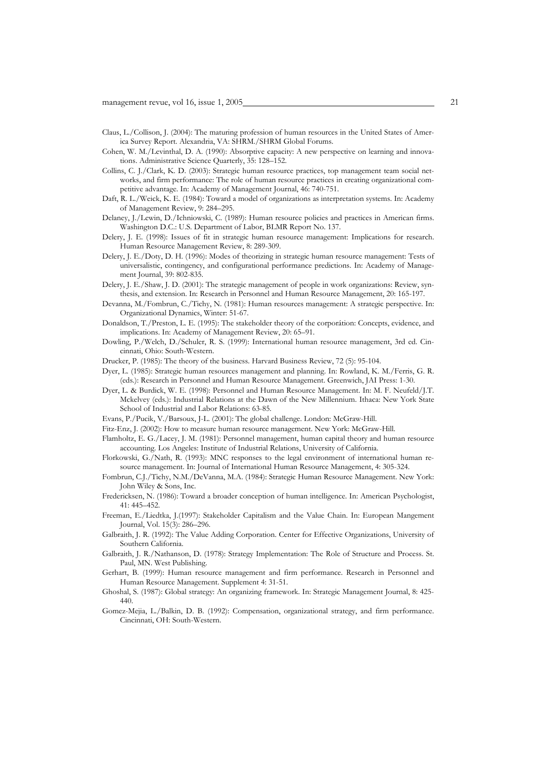Claus, L./Collison, J. (2004): The maturing profession of human resources in the United States of America Survey Report. Alexandria, VA: SHRM./SHRM Global Forums.

Cohen, W. M./Levinthal, D. A. (1990): Absorptive capacity: A new perspective on learning and innovations. Administrative Science Quarterly, 35: 128–152.

Collins, C. J./Clark, K. D. (2003): Strategic human resource practices, top management team social networks, and firm performance: The role of human resource practices in creating organizational competitive advantage. In: Academy of Management Journal, 46: 740-751.

Daft, R. L./Weick, K. E. (1984): Toward a model of organizations as interpretation systems. In: Academy of Management Review, 9: 284–295.

Delaney, J./Lewin, D./Ichniowski, C. (1989): Human resource policies and practices in American firms. Washington D.C.: U.S. Department of Labor, BLMR Report No. 137.

Delery, J. E. (1998): Issues of fit in strategic human resource management: Implications for research. Human Resource Management Review, 8: 289-309.

Delery, J. E./Doty, D. H. (1996): Modes of theorizing in strategic human resource management: Tests of universalistic, contingency, and configurational performance predictions. In: Academy of Management Journal, 39: 802-835.

Delery, J. E./Shaw, J. D. (2001): The strategic management of people in work organizations: Review, synthesis, and extension. In: Research in Personnel and Human Resource Management, 20: 165-197.

Devanna, M./Fombrun, C./Tichy, N. (1981): Human resources management: A strategic perspective. In: Organizational Dynamics, Winter: 51-67.

Donaldson, T./Preston, L. E. (1995): The stakeholder theory of the corporátion: Concepts, evidence, and implications. In: Academy of Management Review, 20: 65–91.

Dowling, P./Welch, D./Schuler, R. S. (1999): International human resource management, 3rd ed. Cincinnati, Ohio: South-Western.

Drucker, P. (1985): The theory of the business. Harvard Business Review, 72 (5): 95-104.

Dyer, L. (1985): Strategic human resources management and planning. In: Rowland, K. M./Ferris, G. R. (eds.): Research in Personnel and Human Resource Management. Greenwich, JAI Press: 1-30.

Dyer, L. & Burdick, W. E. (1998): Personnel and Human Resource Management. In: M. F. Neufeld/J.T. Mckelvey (eds.): Industrial Relations at the Dawn of the New Millennium. Ithaca: New York State School of Industrial and Labor Relations: 63-85.

Evans, P./Pucik, V./Barsoux, J-L. (2001): The global challenge. London: McGraw-Hill.

Fitz-Enz, J. (2002): How to measure human resource management. New York: McGraw-Hill.

Flamholtz, E. G./Lacey, J. M. (1981): Personnel management, human capital theory and human resource accounting. Los Angeles: Institute of Industrial Relations, University of California.

Florkowski, G./Nath, R. (1993): MNC responses to the legal environment of international human resource management. In: Journal of International Human Resource Management, 4: 305-324.

Fombrun, C.J./Tichy, N.M./DeVanna, M.A. (1984): Strategic Human Resource Management. New York: John Wiley & Sons, Inc.

Fredericksen, N. (1986): Toward a broader conception of human intelligence. In: American Psychologist, 41: 445–452.

Freeman, E./Liedtka, J.(1997): Stakeholder Capitalism and the Value Chain. In: European Mangement Journal, Vol. 15(3): 286–296.

Galbraith, J. R. (1992): The Value Adding Corporation. Center for Effective Organizations, University of Southern California.

Galbraith, J. R./Nathanson, D. (1978): Strategy Implementation: The Role of Structure and Process. St. Paul, MN. West Publishing.

Gerhart, B. (1999): Human resource management and firm performance. Research in Personnel and Human Resource Management. Supplement 4: 31-51.

Ghoshal, S. (1987): Global strategy: An organizing framework. In: Strategic Management Journal, 8: 425-440.

Gomez-Mejia, L./Balkin, D. B. (1992): Compensation, organizational strategy, and firm performance. Cincinnati, OH: South-Western.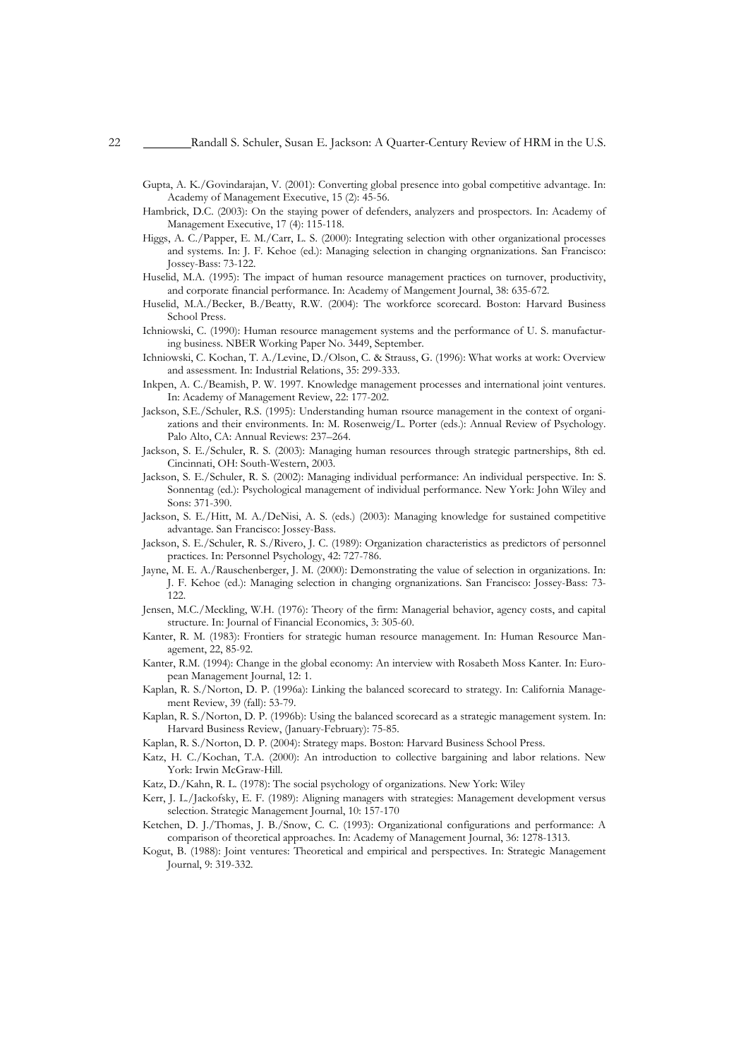Gupta, A. K./Govindarajan, V. (2001): Converting global presence into gobal competitive advantage. In: Academy of Management Executive, 15 (2): 45-56.

Hambrick, D.C. (2003): On the staying power of defenders, analyzers and prospectors. In: Academy of Management Executive, 17 (4): 115-118.

Higgs, A. C./Papper, E. M./Carr, L. S. (2000): Integrating selection with other organizational processes and systems. In: J. F. Kehoe (ed.): Managing selection in changing orgnanizations. San Francisco: Jossey-Bass: 73-122.

Huselid, M.A. (1995): The impact of human resource management practices on turnover, productivity, and corporate financial performance. In: Academy of Mangement Journal, 38: 635-672.

Huselid, M.A./Becker, B./Beatty, R.W. (2004): The workforce scorecard. Boston: Harvard Business School Press.

Ichniowski, C. (1990): Human resource management systems and the performance of U. S. manufacturing business. NBER Working Paper No. 3449, September.

Ichniowski, C. Kochan, T. A./Levine, D./Olson, C. & Strauss, G. (1996): What works at work: Overview and assessment. In: Industrial Relations, 35: 299-333.

Inkpen, A. C./Beamish, P. W. 1997. Knowledge management processes and international joint ventures. In: Academy of Management Review, 22: 177-202.

Jackson, S.E./Schuler, R.S. (1995): Understanding human rsource management in the context of organizations and their environments. In: M. Rosenweig/L. Porter (eds.): Annual Review of Psychology. Palo Alto, CA: Annual Reviews: 237–264.

Jackson, S. E./Schuler, R. S. (2003): Managing human resources through strategic partnerships, 8th ed. Cincinnati, OH: South-Western, 2003.

Jackson, S. E./Schuler, R. S. (2002): Managing individual performance: An individual perspective. In: S. Sonnentag (ed.): Psychological management of individual performance. New York: John Wiley and Sons: 371-390.

Jackson, S. E./Hitt, M. A./DeNisi, A. S. (eds.) (2003): Managing knowledge for sustained competitive advantage. San Francisco: Jossey-Bass.

Jackson, S. E./Schuler, R. S./Rivero, J. C. (1989): Organization characteristics as predictors of personnel practices. In: Personnel Psychology, 42: 727-786.

Jayne, M. E. A./Rauschenberger, J. M. (2000): Demonstrating the value of selection in organizations. In: J. F. Kehoe (ed.): Managing selection in changing orgnanizations. San Francisco: Jossey-Bass: 73-122.

Jensen, M.C./Meckling, W.H. (1976): Theory of the firm: Managerial behavior, agency costs, and capital structure. In: Journal of Financial Economics, 3: 305-60.

Kanter, R. M. (1983): Frontiers for strategic human resource management. In: Human Resource Management, 22, 85-92.

Kanter, R.M. (1994): Change in the global economy: An interview with Rosabeth Moss Kanter. In: European Management Journal, 12: 1.

Kaplan, R. S./Norton, D. P. (1996a): Linking the balanced scorecard to strategy. In: California Management Review, 39 (fall): 53-79.

Kaplan, R. S./Norton, D. P. (1996b): Using the balanced scorecard as a strategic management system. In: Harvard Business Review, (January-February): 75-85.

Kaplan, R. S./Norton, D. P. (2004): Strategy maps. Boston: Harvard Business School Press.

Katz, H. C./Kochan, T.A. (2000): An introduction to collective bargaining and labor relations. New York: Irwin McGraw-Hill.

Katz, D./Kahn, R. L. (1978): The social psychology of organizations. New York: Wiley

Kerr, J. L./Jackofsky, E. F. (1989): Aligning managers with strategies: Management development versus selection. Strategic Management Journal, 10: 157-170

Ketchen, D. J./Thomas, J. B./Snow, C. C. (1993): Organizational configurations and performance: A comparison of theoretical approaches. In: Academy of Management Journal, 36: 1278-1313.

Kogut, B. (1988): Joint ventures: Theoretical and empirical and perspectives. In: Strategic Management Journal, 9: 319-332.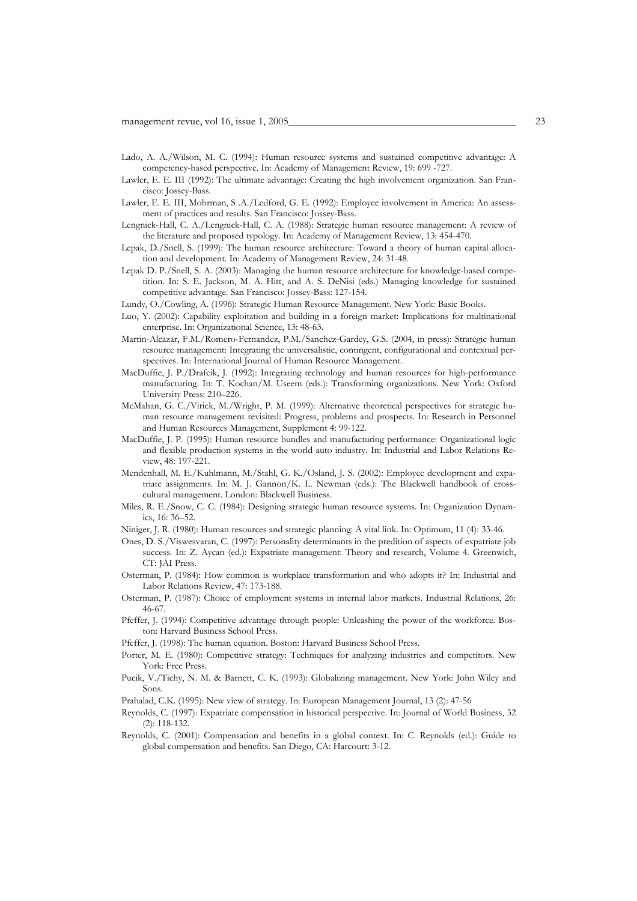Lado, A. A./Wilson, M. C. (1994): Human resource systems and sustained competitive advantage: A competency-based perspective. In: Academy of Management Review, 19: 699 -727.

Lawler, E. E. III (1992): The ultimate advantage: Creating the high involvement organization. San Francisco: Jossey-Bass.

Lawler, E. E. III, Mohrman, S .A./Ledford, G. E. (1992): Employee involvement in America: An assessment of practices and results. San Francisco: Jossey-Bass.

Lengnick-Hall, C. A./Lengnick-Hall, C. A. (1988): Strategic human resource management: A review of the literature and proposed typology. In: Academy of Management Review, 13: 454-470.

Lepak, D./Snell, S. (1999): The human resource architecture: Toward a theory of human capital allocation and development. In: Academy of Management Review, 24: 31-48.

Lepak D. P./Snell, S. A. (2003): Managing the human resource architecture for knowledge-based competition. In: S. E. Jackson, M. A. Hitt, and A. S. DeNisi (eds.) Managing knowledge for sustained competitive advantage. San Francisco: Jossey-Bass: 127-154.

Lundy, O./Cowling, A. (1996): Strategic Human Resource Management. New York: Basic Books.

Luo, Y. (2002): Capability exploitation and building in a foreign market: Implications for multinational enterprise. In: Organizational Science, 13: 48-63.

Martin-Alcazar, F.M./Romero-Fernandez, P.M./Sanchez-Gardey, G.S. (2004, in press): Strategic human resource management: Integrating the universalistic, contingent, configurational and contextual perspectives. In: International Journal of Human Resource Management.

MacDuffie, J. P./Drafcik, J. (1992): Integrating technology and human resources for high-performance manufacturing. In: T. Kochan/M. Useem (eds.): Transforming organizations. New York: Oxford University Press: 210–226.

McMahan, G. C./Virick, M./Wright, P. M. (1999): Alternative theoretical perspectives for strategic human resource management revisited: Progress, problems and prospects. In: Research in Personnel and Human Resources Management, Supplement 4: 99-122.

MacDuffie, J. P. (1995): Human resource bundles and manufacturing performance: Organizational logic and flexible production systems in the world auto industry. In: Industrial and Labor Relations Review, 48: 197-221.

Mendenhall, M. E./Kuhlmann, M./Stahl, G. K./Osland, J. S. (2002): Employee development and expatriate assignments. In: M. J. Gannon/K. L. Newman (eds.): The Blackwell handbook of cross-cultural management. London: Blackwell Business.

Miles, R. E./Snow, C. C. (1984): Designing strategic human resource systems. In: Organization Dynamics, 16: 36–52.

Niniger, J. R. (1980): Human resources and strategic planning: A vital link. In: Optimum, 11 (4): 33-46.

Ones, D. S./Viswesvaran, C. (1997): Personality determinants in the predition of aspects of expatriate job success. In: Z. Aycan (ed.): Expatriate management: Theory and research, Volume 4. Greenwich, CT: JAI Press.

Osterman, P. (1984): How common is workplace transformation and who adopts it? In: Industrial and Labor Relations Review, 47: 173-188.

Osterman, P. (1987): Choice of employment systems in internal labor markets. Industrial Relations, 26: 46-67.

Pfeffer, J. (1994): Competitive advantage through people: Unleashing the power of the workforce. Boston: Harvard Business School Press.

Pfeffer, J. (1998): The human equation. Boston: Harvard Business School Press.

Porter, M. E. (1980): Competitive strategy: Techniques for analyzing industries and competitors. New York: Free Press.

Pucik, V./Tichy, N. M. & Barnett, C. K. (1993): Globalizing management. New York: John Wiley and Sons.

Prahalad, C.K. (1995): New view of strategy. In: European Management Journal, 13 (2): 47-56

Reynolds, C. (1997): Expatriate compensation in historical perspective. In: Journal of World Business, 32 (2): 118-132.

Reynolds, C. (2001): Compensation and benefits in a global context. In: C. Reynolds (ed.): Guide to global compensation and benefits. San Diego, CA: Harcourt: 3-12.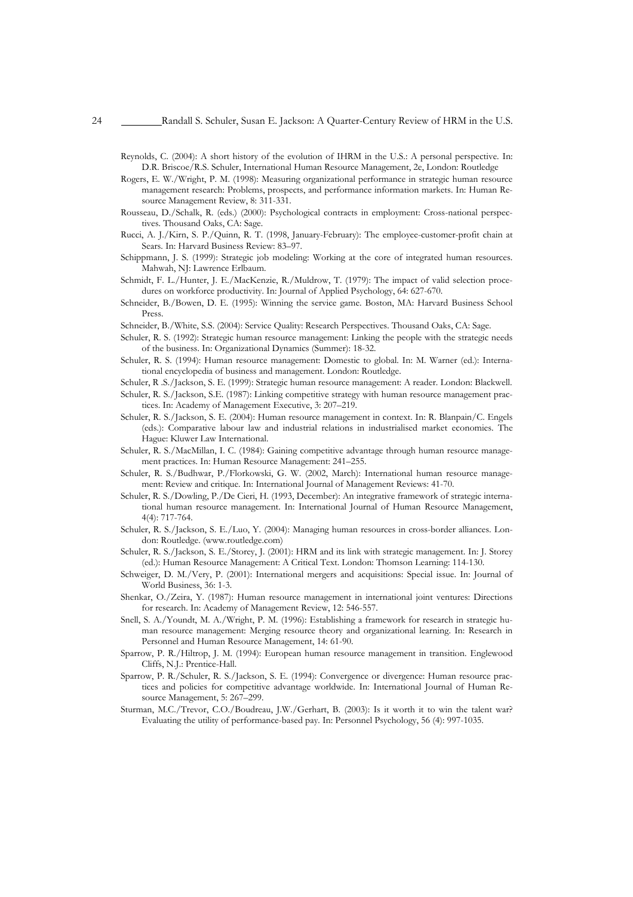Reynolds, C. (2004): A short history of the evolution of IHRM in the U.S.: A personal perspective. In: D.R. Briscoe/R.S. Schuler, International Human Resource Management, 2e, London: Routledge

Rogers, E. W./Wright, P. M. (1998): Measuring organizational performance in strategic human resource management research: Problems, prospects, and performance information markets. In: Human Resource Management Review, 8: 311-331.

Rousseau, D./Schalk, R. (eds.) (2000): Psychological contracts in employment: Cross-national perspectives. Thousand Oaks, CA: Sage.

Rucci, A. J./Kirn, S. P./Quinn, R. T. (1998, January-February): The employee-customer-profit chain at Sears. In: Harvard Business Review: 83–97.

Schippmann, J. S. (1999): Strategic job modeling: Working at the core of integrated human resources. Mahwah, NJ: Lawrence Erlbaum.

Schmidt, F. L./Hunter, J. E./MacKenzie, R./Muldrow, T. (1979): The impact of valid selection procedures on workforce productivity. In: Journal of Applied Psychology, 64: 627-670.

Schneider, B./Bowen, D. E. (1995): Winning the service game. Boston, MA: Harvard Business School Press.

Schneider, B./White, S.S. (2004): Service Quality: Research Perspectives. Thousand Oaks, CA: Sage.

Schuler, R. S. (1992): Strategic human resource management: Linking the people with the strategic needs of the business. In: Organizational Dynamics (Summer): 18-32.

Schuler, R. S. (1994): Human resource management: Domestic to global. In: M. Warner (ed.): International encyclopedia of business and management. London: Routledge.

Schuler, R .S./Jackson, S. E. (1999): Strategic human resource management: A reader. London: Blackwell.

Schuler, R. S./Jackson, S.E. (1987): Linking competitive strategy with human resource management practices. In: Academy of Management Executive, 3: 207–219.

Schuler, R. S./Jackson, S. E. (2004): Human resource management in context. In: R. Blanpain/C. Engels (eds.): Comparative labour law and industrial relations in industrialised market economies. The Hague: Kluwer Law International.

Schuler, R. S./MacMillan, I. C. (1984): Gaining competitive advantage through human resource management practices. In: Human Resource Management: 241–255.

Schuler, R. S./Budhwar, P./Florkowski, G. W. (2002, March): International human resource management: Review and critique. In: International Journal of Management Reviews: 41-70.

Schuler, R. S./Dowling, P./De Cieri, H. (1993, December): An integrative framework of strategic international human resource management. In: International Journal of Human Resource Management, 4(4): 717-764.

Schuler, R. S./Jackson, S. E./Luo, Y. (2004): Managing human resources in cross-border alliances. London: Routledge. (www.routledge.com)

Schuler, R. S./Jackson, S. E./Storey, J. (2001): HRM and its link with strategic management. In: J. Storey (ed.): Human Resource Management: A Critical Text. London: Thomson Learning: 114-130.

Schweiger, D. M./Very, P. (2001): International mergers and acquisitions: Special issue. In: Journal of World Business, 36: 1-3.

Shenkar, O./Zeira, Y. (1987): Human resource management in international joint ventures: Directions for research. In: Academy of Management Review, 12: 546-557.

Snell, S. A./Youndt, M. A./Wright, P. M. (1996): Establishing a framework for research in strategic human resource management: Merging resource theory and organizational learning. In: Research in Personnel and Human Resource Management, 14: 61-90.

Sparrow, P. R./Hiltrop, J. M. (1994): European human resource management in transition. Englewood Cliffs, N.J.: Prentice-Hall.

Sparrow, P. R./Schuler, R. S./Jackson, S. E. (1994): Convergence or divergence: Human resource practices and policies for competitive advantage worldwide. In: International Journal of Human Resource Management, 5: 267–299.

Sturman, M.C./Trevor, C.O./Boudreau, J.W./Gerhart, B. (2003): Is it worth it to win the talent war? Evaluating the utility of performance-based pay. In: Personnel Psychology, 56 (4): 997-1035.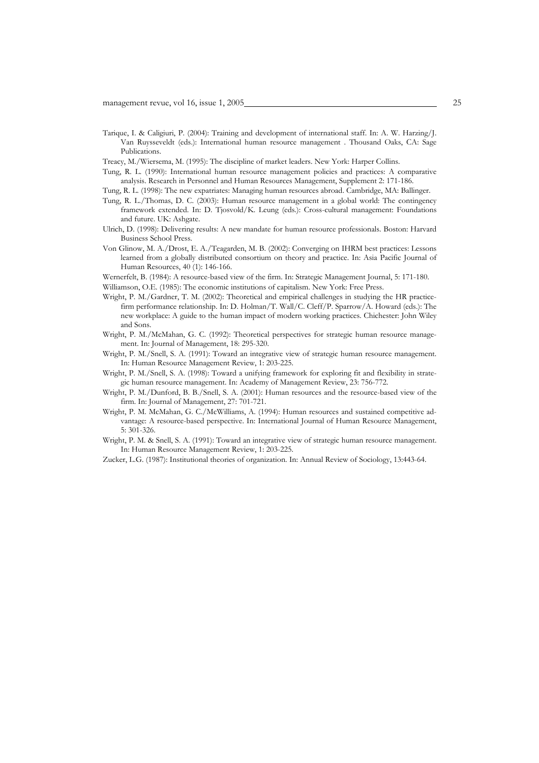Tarique, I. & Caligiuri, P. (2004): Training and development of international staff. In: A. W. Harzing/J. Van Ruysseveldt (eds.): International human resource management . Thousand Oaks, CA: Sage Publications.

Treacy, M./Wiersema, M. (1995): The discipline of market leaders. New York: Harper Collins.

Tung, R. L. (1990): International human resource management policies and practices: A comparative analysis. Research in Personnel and Human Resources Management, Supplement 2: 171-186.

Tung, R. L. (1998): The new expatriates: Managing human resources abroad. Cambridge, MA: Ballinger.

Tung, R. L./Thomas, D. C. (2003): Human resource management in a global world: The contingency framework extended. In: D. Tjosvold/K. Leung (eds.): Cross-cultural management: Foundations and future. UK: Ashgate.

Ulrich, D. (1998): Delivering results: A new mandate for human resource professionals. Boston: Harvard Business School Press.

Von Glinow, M. A./Drost, E. A./Teagarden, M. B. (2002): Converging on IHRM best practices: Lessons learned from a globally distributed consortium on theory and practice. In: Asia Pacific Journal of Human Resources, 40 (1): 146-166.

Wernerfelt, B. (1984): A resource-based view of the firm. In: Strategic Management Journal, 5: 171-180.

Williamson, O.E. (1985): The economic institutions of capitalism. New York: Free Press.

Wright, P. M./Gardner, T. M. (2002): Theoretical and empirical challenges in studying the HR practice-firm performance relationship. In: D. Holman/T. Wall/C. Cleff/P. Sparrow/A. Howard (eds.): The new workplace: A guide to the human impact of modern working practices. Chichester: John Wiley and Sons.

Wright, P. M./McMahan, G. C. (1992): Theoretical perspectives for strategic human resource management. In: Journal of Management, 18: 295-320.

Wright, P. M./Snell, S. A. (1991): Toward an integrative view of strategic human resource management. In: Human Resource Management Review, 1: 203-225.

Wright, P. M./Snell, S. A. (1998): Toward a unifying framework for exploring fit and flexibility in strategic human resource management. In: Academy of Management Review, 23: 756-772.

Wright, P. M./Dunford, B. B./Snell, S. A. (2001): Human resources and the resource-based view of the firm. In: Journal of Management, 27: 701-721.

Wright, P. M. McMahan, G. C./McWilliams, A. (1994): Human resources and sustained competitive advantage: A resource-based perspective. In: International Journal of Human Resource Management, 5: 301-326.

Wright, P. M. & Snell, S. A. (1991): Toward an integrative view of strategic human resource management. In: Human Resource Management Review, 1: 203-225.

Zucker, L.G. (1987): Institutional theories of organization. In: Annual Review of Sociology, 13:443-64.